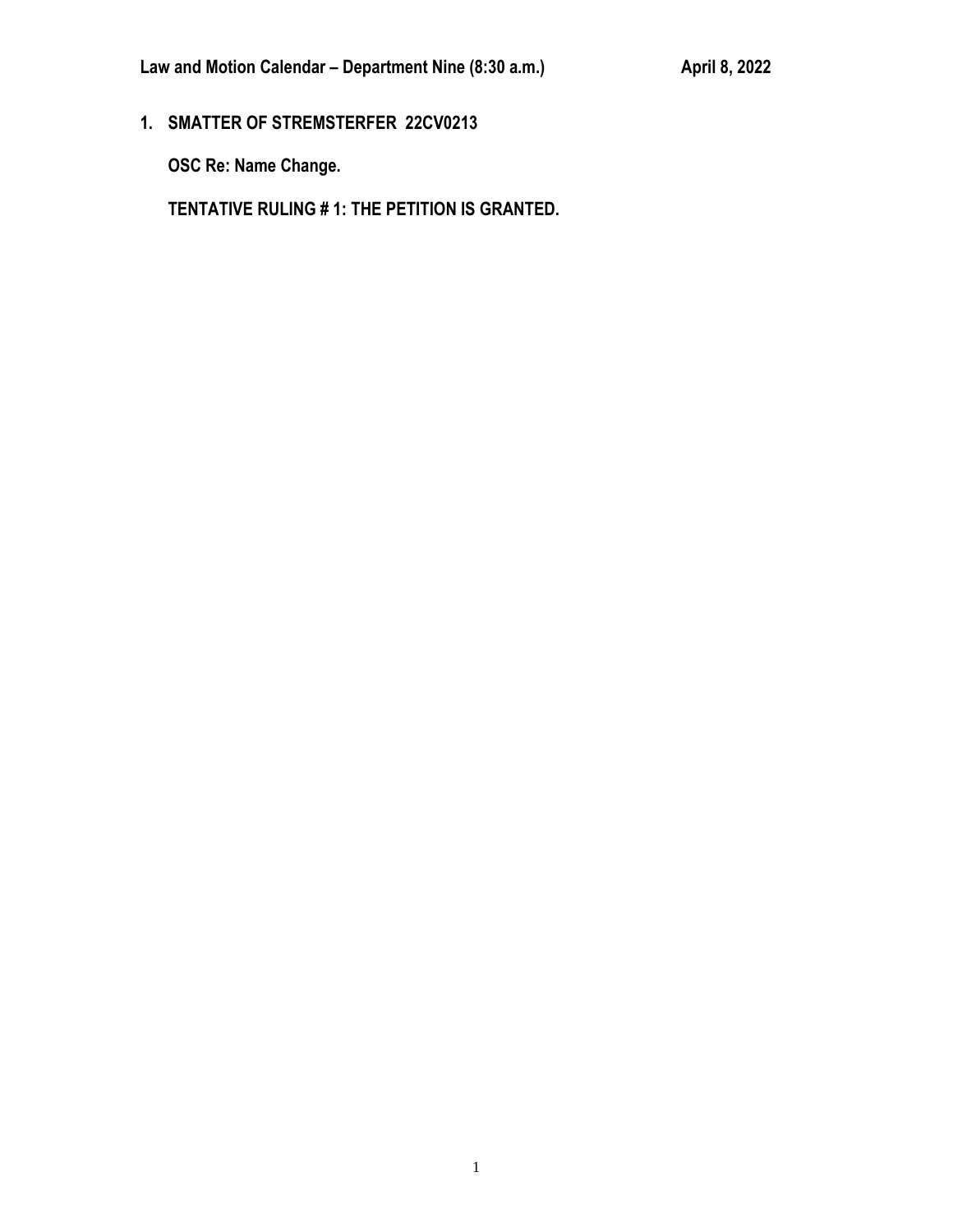**Law and Motion Calendar – Department Nine (8:30 a.m.)** **April 8, 2022**

**1. SMATTER OF STREMSTERFER 22CV0213**

**OSC Re: Name Change.**

**TENTATIVE RULING # 1: THE PETITION IS GRANTED.**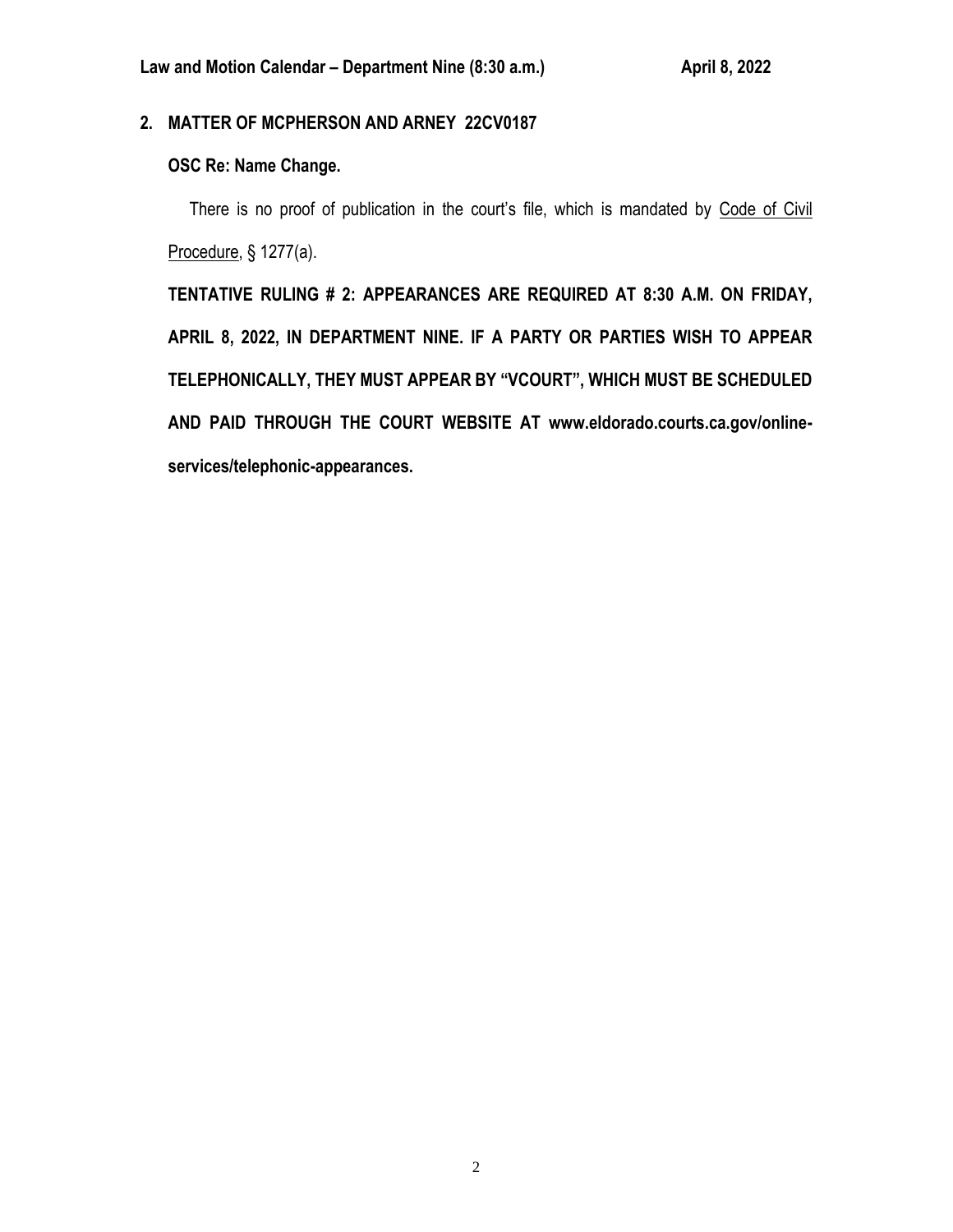## 2. MATTER OF MCPHERSON AND ARNEY 22CV0187

**OSC Re: Name Change.**

There is no proof of publication in the court's file, which is mandated by Code of Civil Procedure, § 1277(a).

**TENTATIVE RULING # 2: APPEARANCES ARE REQUIRED AT 8:30 A.M. ON FRIDAY, APRIL 8, 2022, IN DEPARTMENT NINE. IF A PARTY OR PARTIES WISH TO APPEAR TELEPHONICALLY, THEY MUST APPEAR BY "VCOURT", WHICH MUST BE SCHEDULED AND PAID THROUGH THE COURT WEBSITE AT www.eldorado.courts.ca.gov/online-services/telephonic-appearances.**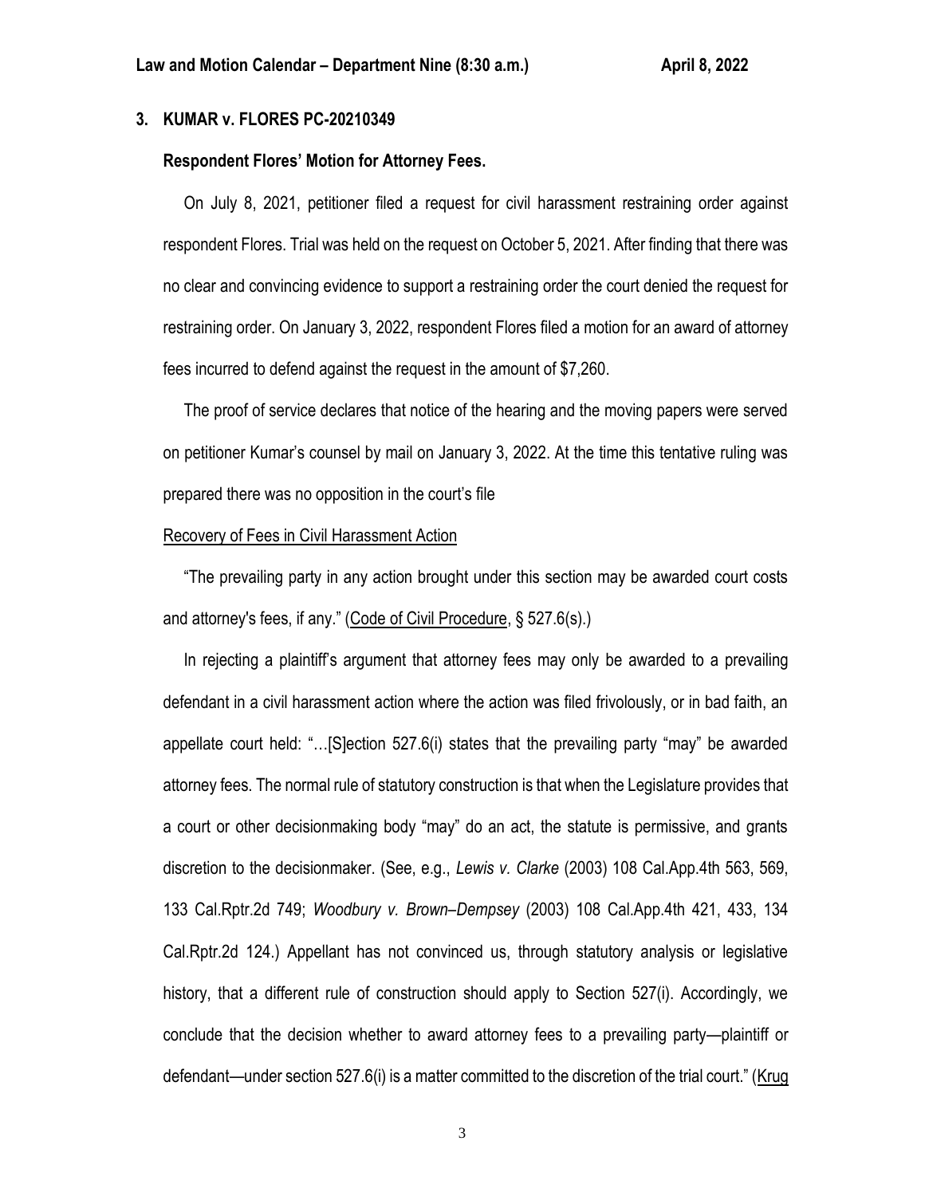**3. KUMAR v. FLORES PC-20210349**

**Respondent Flores' Motion for Attorney Fees.**

On July 8, 2021, petitioner filed a request for civil harassment restraining order against respondent Flores. Trial was held on the request on October 5, 2021. After finding that there was no clear and convincing evidence to support a restraining order the court denied the request for restraining order. On January 3, 2022, respondent Flores filed a motion for an award of attorney fees incurred to defend against the request in the amount of $7,260.

The proof of service declares that notice of the hearing and the moving papers were served on petitioner Kumar's counsel by mail on January 3, 2022. At the time this tentative ruling was prepared there was no opposition in the court's file

Recovery of Fees in Civil Harassment Action

"The prevailing party in any action brought under this section may be awarded court costs and attorney's fees, if any." (Code of Civil Procedure, § 527.6(s).)

In rejecting a plaintiff's argument that attorney fees may only be awarded to a prevailing defendant in a civil harassment action where the action was filed frivolously, or in bad faith, an appellate court held: "…[S]ection 527.6(i) states that the prevailing party "may" be awarded attorney fees. The normal rule of statutory construction is that when the Legislature provides that a court or other decisionmaking body "may" do an act, the statute is permissive, and grants discretion to the decisionmaker. (See, e.g., *Lewis v. Clarke* (2003) 108 Cal.App.4th 563, 569, 133 Cal.Rptr.2d 749; *Woodbury v. Brown–Dempsey* (2003) 108 Cal.App.4th 421, 433, 134 Cal.Rptr.2d 124.) Appellant has not convinced us, through statutory analysis or legislative history, that a different rule of construction should apply to Section 527(i). Accordingly, we conclude that the decision whether to award attorney fees to a prevailing party—plaintiff or defendant—under section 527.6(i) is a matter committed to the discretion of the trial court." (Krug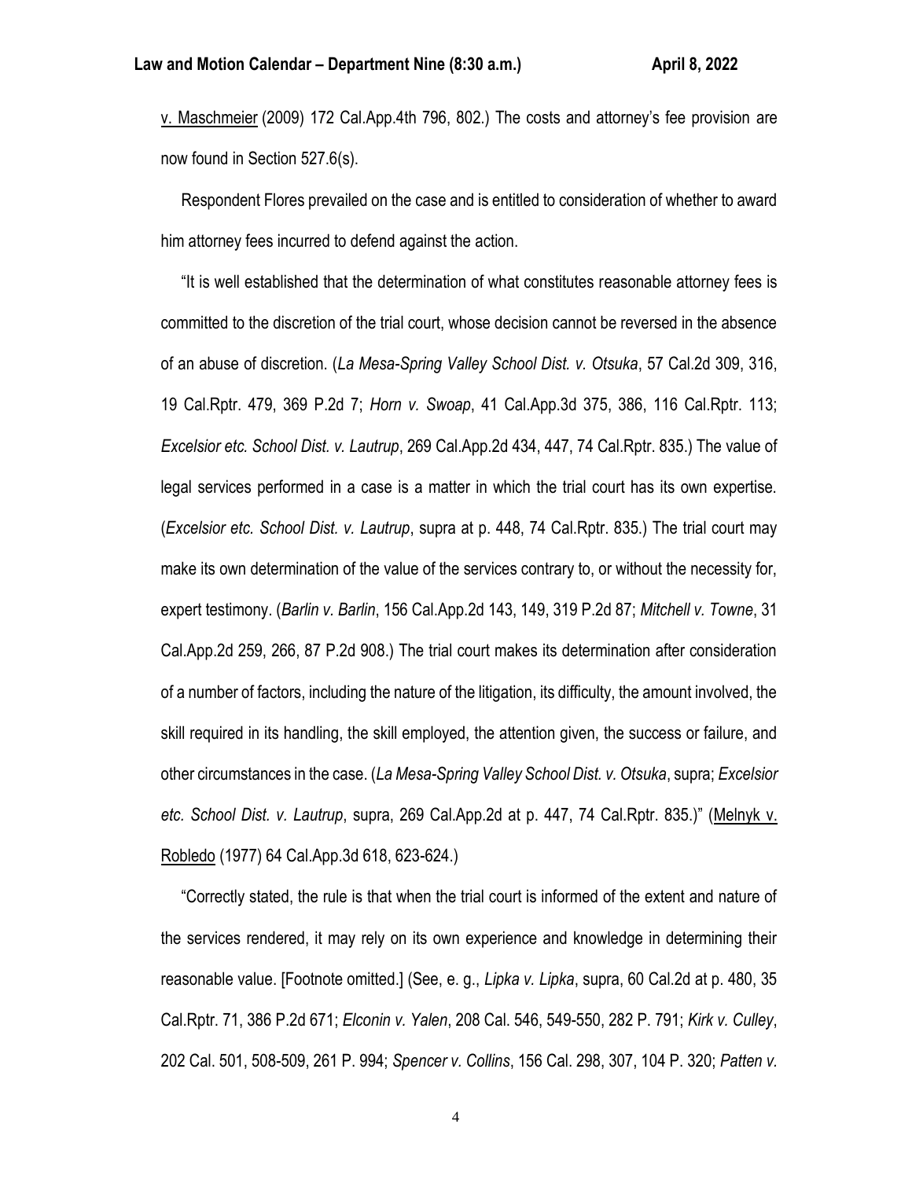v. Maschmeier (2009) 172 Cal.App.4th 796, 802.) The costs and attorney's fee provision are now found in Section 527.6(s).

Respondent Flores prevailed on the case and is entitled to consideration of whether to award him attorney fees incurred to defend against the action.

"It is well established that the determination of what constitutes reasonable attorney fees is committed to the discretion of the trial court, whose decision cannot be reversed in the absence of an abuse of discretion. (*La Mesa-Spring Valley School Dist. v. Otsuka*, 57 Cal.2d 309, 316, 19 Cal.Rptr. 479, 369 P.2d 7; *Horn v. Swoap*, 41 Cal.App.3d 375, 386, 116 Cal.Rptr. 113; *Excelsior etc. School Dist. v. Lautrup*, 269 Cal.App.2d 434, 447, 74 Cal.Rptr. 835.) The value of legal services performed in a case is a matter in which the trial court has its own expertise. (*Excelsior etc. School Dist. v. Lautrup*, supra at p. 448, 74 Cal.Rptr. 835.) The trial court may make its own determination of the value of the services contrary to, or without the necessity for, expert testimony. (*Barlin v. Barlin*, 156 Cal.App.2d 143, 149, 319 P.2d 87; *Mitchell v. Towne*, 31 Cal.App.2d 259, 266, 87 P.2d 908.) The trial court makes its determination after consideration of a number of factors, including the nature of the litigation, its difficulty, the amount involved, the skill required in its handling, the skill employed, the attention given, the success or failure, and other circumstances in the case. (*La Mesa-Spring Valley School Dist. v. Otsuka*, supra; *Excelsior etc. School Dist. v. Lautrup*, supra, 269 Cal.App.2d at p. 447, 74 Cal.Rptr. 835.)" (Melnyk v. Robledo (1977) 64 Cal.App.3d 618, 623-624.)

"Correctly stated, the rule is that when the trial court is informed of the extent and nature of the services rendered, it may rely on its own experience and knowledge in determining their reasonable value. [Footnote omitted.] (See, e. g., *Lipka v. Lipka*, supra, 60 Cal.2d at p. 480, 35 Cal.Rptr. 71, 386 P.2d 671; *Elconin v. Yalen*, 208 Cal. 546, 549-550, 282 P. 791; *Kirk v. Culley*, 202 Cal. 501, 508-509, 261 P. 994; *Spencer v. Collins*, 156 Cal. 298, 307, 104 P. 320; *Patten v.*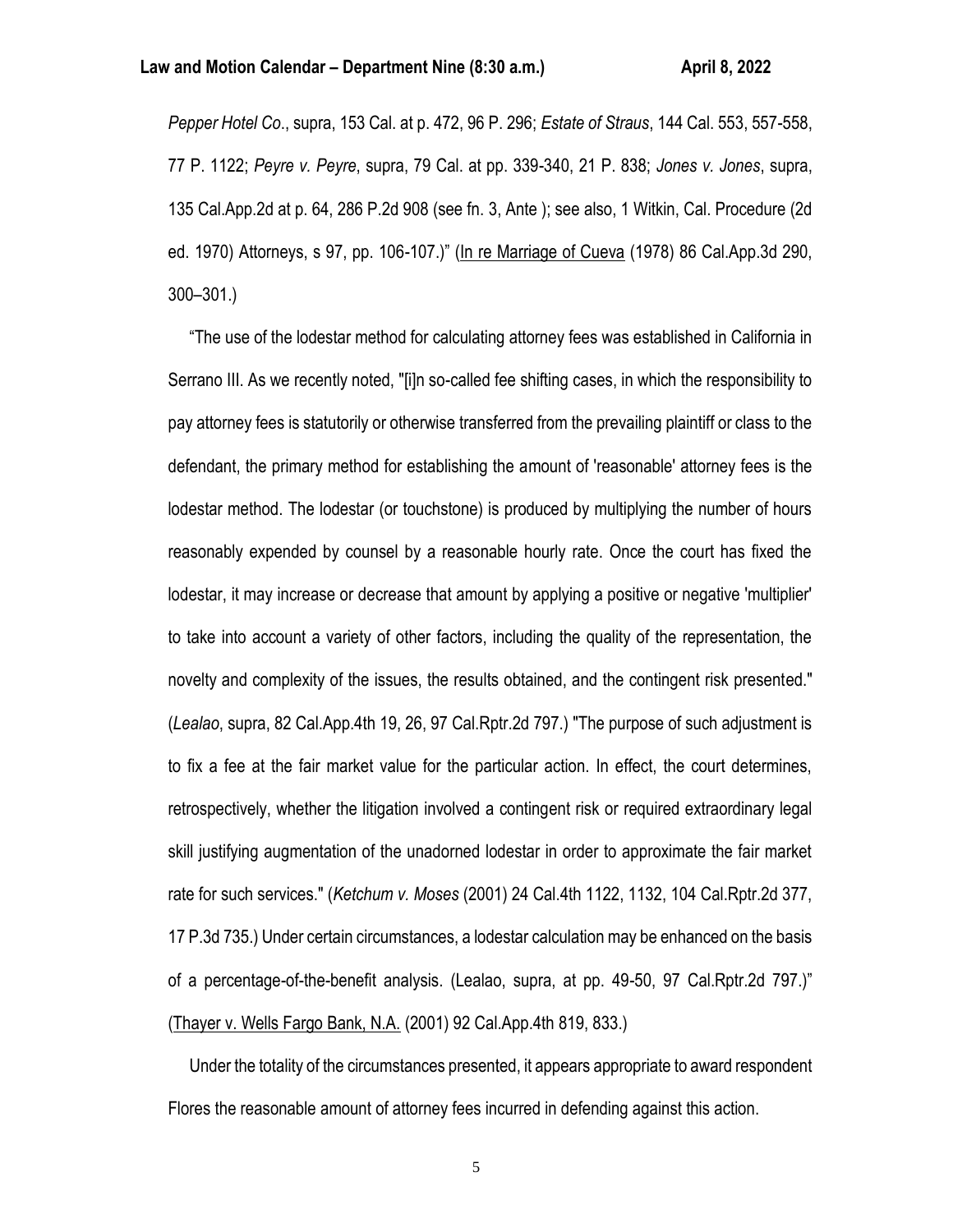*Pepper Hotel Co*., supra, 153 Cal. at p. 472, 96 P. 296; *Estate of Straus*, 144 Cal. 553, 557-558, 77 P. 1122; *Peyre v. Peyre*, supra, 79 Cal. at pp. 339-340, 21 P. 838; *Jones v. Jones*, supra, 135 Cal.App.2d at p. 64, 286 P.2d 908 (see fn. 3, Ante ); see also, 1 Witkin, Cal. Procedure (2d ed. 1970) Attorneys, s 97, pp. 106-107.)" (In re Marriage of Cueva (1978) 86 Cal.App.3d 290, 300–301.)

"The use of the lodestar method for calculating attorney fees was established in California in Serrano III. As we recently noted, "[i]n so-called fee shifting cases, in which the responsibility to pay attorney fees is statutorily or otherwise transferred from the prevailing plaintiff or class to the defendant, the primary method for establishing the amount of 'reasonable' attorney fees is the lodestar method. The lodestar (or touchstone) is produced by multiplying the number of hours reasonably expended by counsel by a reasonable hourly rate. Once the court has fixed the lodestar, it may increase or decrease that amount by applying a positive or negative 'multiplier' to take into account a variety of other factors, including the quality of the representation, the novelty and complexity of the issues, the results obtained, and the contingent risk presented." (*Lealao*, supra, 82 Cal.App.4th 19, 26, 97 Cal.Rptr.2d 797.) "The purpose of such adjustment is to fix a fee at the fair market value for the particular action. In effect, the court determines, retrospectively, whether the litigation involved a contingent risk or required extraordinary legal skill justifying augmentation of the unadorned lodestar in order to approximate the fair market rate for such services." (*Ketchum v. Moses* (2001) 24 Cal.4th 1122, 1132, 104 Cal.Rptr.2d 377, 17 P.3d 735.) Under certain circumstances, a lodestar calculation may be enhanced on the basis of a percentage-of-the-benefit analysis. (Lealao, supra, at pp. 49-50, 97 Cal.Rptr.2d 797.)" (Thayer v. Wells Fargo Bank, N.A. (2001) 92 Cal.App.4th 819, 833.)

Under the totality of the circumstances presented, it appears appropriate to award respondent Flores the reasonable amount of attorney fees incurred in defending against this action.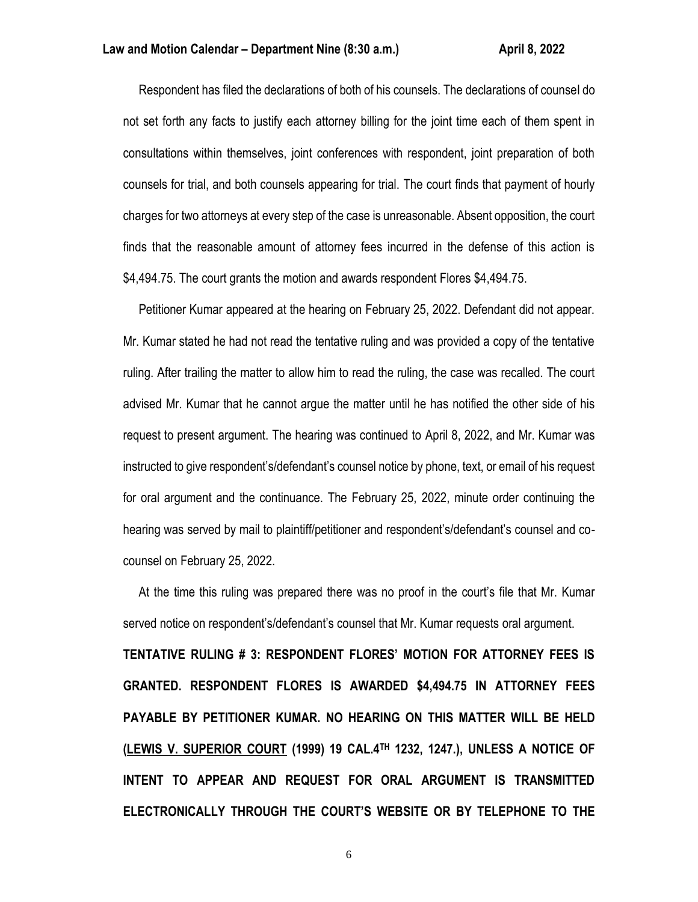Respondent has filed the declarations of both of his counsels. The declarations of counsel do not set forth any facts to justify each attorney billing for the joint time each of them spent in consultations within themselves, joint conferences with respondent, joint preparation of both counsels for trial, and both counsels appearing for trial. The court finds that payment of hourly charges for two attorneys at every step of the case is unreasonable. Absent opposition, the court finds that the reasonable amount of attorney fees incurred in the defense of this action is $4,494.75. The court grants the motion and awards respondent Flores $4,494.75.

Petitioner Kumar appeared at the hearing on February 25, 2022. Defendant did not appear. Mr. Kumar stated he had not read the tentative ruling and was provided a copy of the tentative ruling. After trailing the matter to allow him to read the ruling, the case was recalled. The court advised Mr. Kumar that he cannot argue the matter until he has notified the other side of his request to present argument. The hearing was continued to April 8, 2022, and Mr. Kumar was instructed to give respondent's/defendant's counsel notice by phone, text, or email of his request for oral argument and the continuance. The February 25, 2022, minute order continuing the hearing was served by mail to plaintiff/petitioner and respondent's/defendant's counsel and co-counsel on February 25, 2022.

At the time this ruling was prepared there was no proof in the court's file that Mr. Kumar served notice on respondent's/defendant's counsel that Mr. Kumar requests oral argument.

**TENTATIVE RULING # 3: RESPONDENT FLORES' MOTION FOR ATTORNEY FEES IS GRANTED. RESPONDENT FLORES IS AWARDED $4,494.75 IN ATTORNEY FEES PAYABLE BY PETITIONER KUMAR. NO HEARING ON THIS MATTER WILL BE HELD (<u>LEWIS V. SUPERIOR COURT</u> (1999) 19 CAL.4TH 1232, 1247.), UNLESS A NOTICE OF INTENT TO APPEAR AND REQUEST FOR ORAL ARGUMENT IS TRANSMITTED ELECTRONICALLY THROUGH THE COURT'S WEBSITE OR BY TELEPHONE TO THE**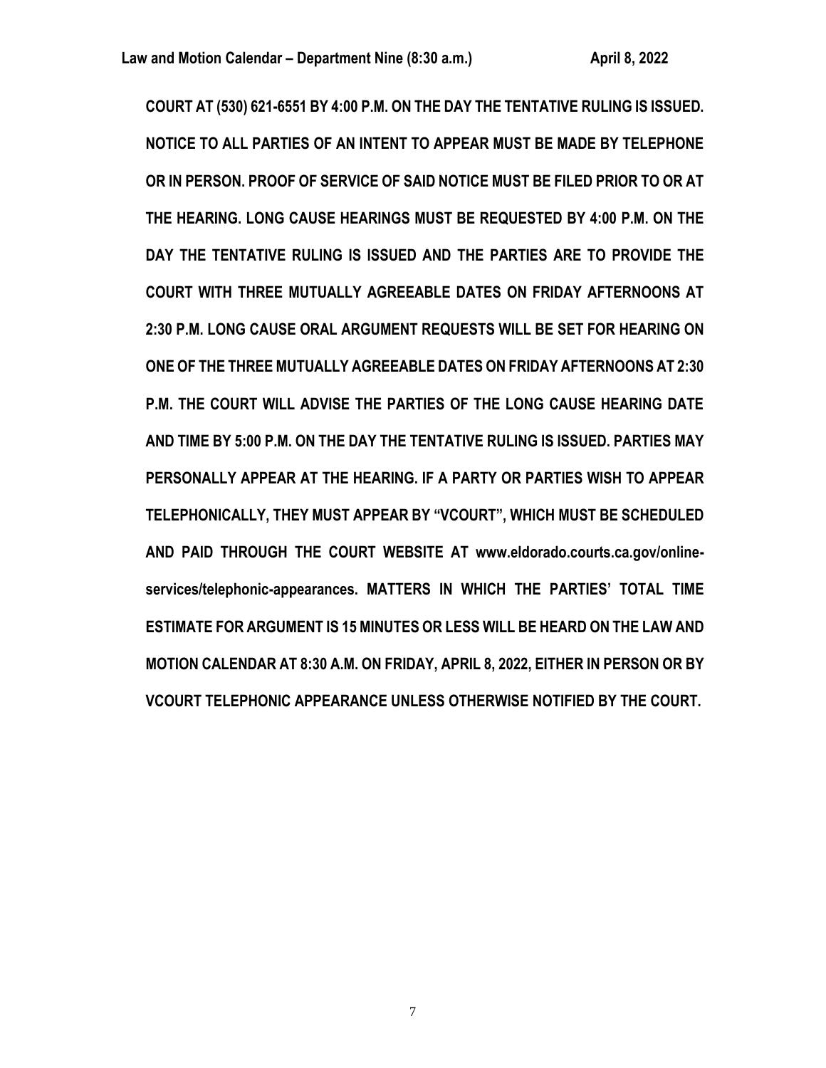**COURT AT (530) 621-6551 BY 4:00 P.M. ON THE DAY THE TENTATIVE RULING IS ISSUED. NOTICE TO ALL PARTIES OF AN INTENT TO APPEAR MUST BE MADE BY TELEPHONE OR IN PERSON. PROOF OF SERVICE OF SAID NOTICE MUST BE FILED PRIOR TO OR AT THE HEARING. LONG CAUSE HEARINGS MUST BE REQUESTED BY 4:00 P.M. ON THE DAY THE TENTATIVE RULING IS ISSUED AND THE PARTIES ARE TO PROVIDE THE COURT WITH THREE MUTUALLY AGREEABLE DATES ON FRIDAY AFTERNOONS AT 2:30 P.M. LONG CAUSE ORAL ARGUMENT REQUESTS WILL BE SET FOR HEARING ON ONE OF THE THREE MUTUALLY AGREEABLE DATES ON FRIDAY AFTERNOONS AT 2:30 P.M. THE COURT WILL ADVISE THE PARTIES OF THE LONG CAUSE HEARING DATE AND TIME BY 5:00 P.M. ON THE DAY THE TENTATIVE RULING IS ISSUED. PARTIES MAY PERSONALLY APPEAR AT THE HEARING. IF A PARTY OR PARTIES WISH TO APPEAR TELEPHONICALLY, THEY MUST APPEAR BY "VCOURT", WHICH MUST BE SCHEDULED AND PAID THROUGH THE COURT WEBSITE AT www.eldorado.courts.ca.gov/online-services/telephonic-appearances. MATTERS IN WHICH THE PARTIES' TOTAL TIME ESTIMATE FOR ARGUMENT IS 15 MINUTES OR LESS WILL BE HEARD ON THE LAW AND MOTION CALENDAR AT 8:30 A.M. ON FRIDAY, APRIL 8, 2022, EITHER IN PERSON OR BY VCOURT TELEPHONIC APPEARANCE UNLESS OTHERWISE NOTIFIED BY THE COURT.**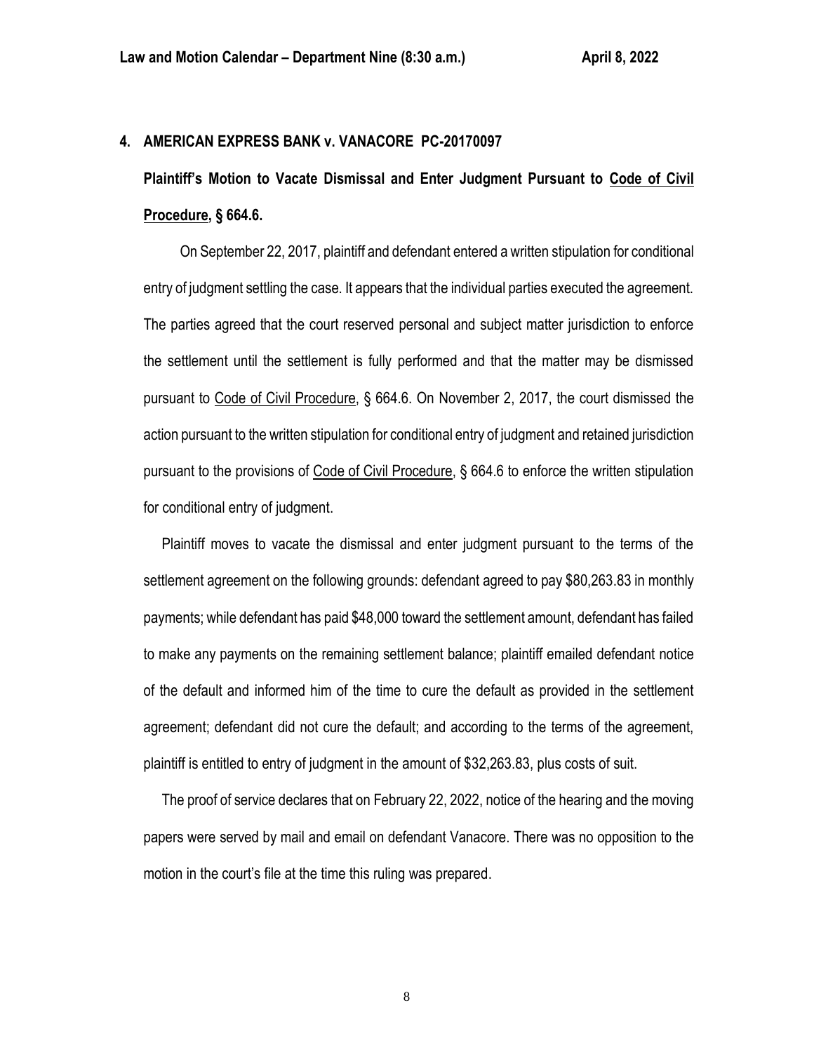## 4. AMERICAN EXPRESS BANK v. VANACORE PC-20170097

**Plaintiff's Motion to Vacate Dismissal and Enter Judgment Pursuant to Code of Civil Procedure, § 664.6.**

On September 22, 2017, plaintiff and defendant entered a written stipulation for conditional entry of judgment settling the case. It appears that the individual parties executed the agreement. The parties agreed that the court reserved personal and subject matter jurisdiction to enforce the settlement until the settlement is fully performed and that the matter may be dismissed pursuant to Code of Civil Procedure, § 664.6. On November 2, 2017, the court dismissed the action pursuant to the written stipulation for conditional entry of judgment and retained jurisdiction pursuant to the provisions of Code of Civil Procedure, § 664.6 to enforce the written stipulation for conditional entry of judgment.

Plaintiff moves to vacate the dismissal and enter judgment pursuant to the terms of the settlement agreement on the following grounds: defendant agreed to pay $80,263.83 in monthly payments; while defendant has paid $48,000 toward the settlement amount, defendant has failed to make any payments on the remaining settlement balance; plaintiff emailed defendant notice of the default and informed him of the time to cure the default as provided in the settlement agreement; defendant did not cure the default; and according to the terms of the agreement, plaintiff is entitled to entry of judgment in the amount of $32,263.83, plus costs of suit.

The proof of service declares that on February 22, 2022, notice of the hearing and the moving papers were served by mail and email on defendant Vanacore. There was no opposition to the motion in the court's file at the time this ruling was prepared.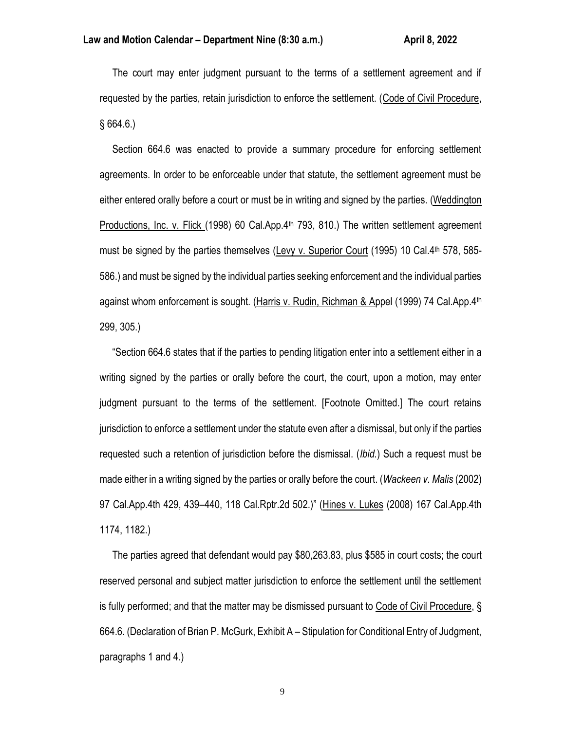The court may enter judgment pursuant to the terms of a settlement agreement and if requested by the parties, retain jurisdiction to enforce the settlement. (Code of Civil Procedure, § 664.6.)

Section 664.6 was enacted to provide a summary procedure for enforcing settlement agreements. In order to be enforceable under that statute, the settlement agreement must be either entered orally before a court or must be in writing and signed by the parties. (Weddington Productions, Inc. v. Flick (1998) 60 Cal.App.4th 793, 810.) The written settlement agreement must be signed by the parties themselves (Levy v. Superior Court (1995) 10 Cal.4th 578, 585-586.) and must be signed by the individual parties seeking enforcement and the individual parties against whom enforcement is sought. (Harris v. Rudin, Richman & Appel (1999) 74 Cal.App.4th 299, 305.)

"Section 664.6 states that if the parties to pending litigation enter into a settlement either in a writing signed by the parties or orally before the court, the court, upon a motion, may enter judgment pursuant to the terms of the settlement. [Footnote Omitted.] The court retains jurisdiction to enforce a settlement under the statute even after a dismissal, but only if the parties requested such a retention of jurisdiction before the dismissal. (*Ibid.*) Such a request must be made either in a writing signed by the parties or orally before the court. (*Wackeen v. Malis* (2002) 97 Cal.App.4th 429, 439–440, 118 Cal.Rptr.2d 502.)" (Hines v. Lukes (2008) 167 Cal.App.4th 1174, 1182.)

The parties agreed that defendant would pay $80,263.83, plus $585 in court costs; the court reserved personal and subject matter jurisdiction to enforce the settlement until the settlement is fully performed; and that the matter may be dismissed pursuant to Code of Civil Procedure, § 664.6. (Declaration of Brian P. McGurk, Exhibit A – Stipulation for Conditional Entry of Judgment, paragraphs 1 and 4.)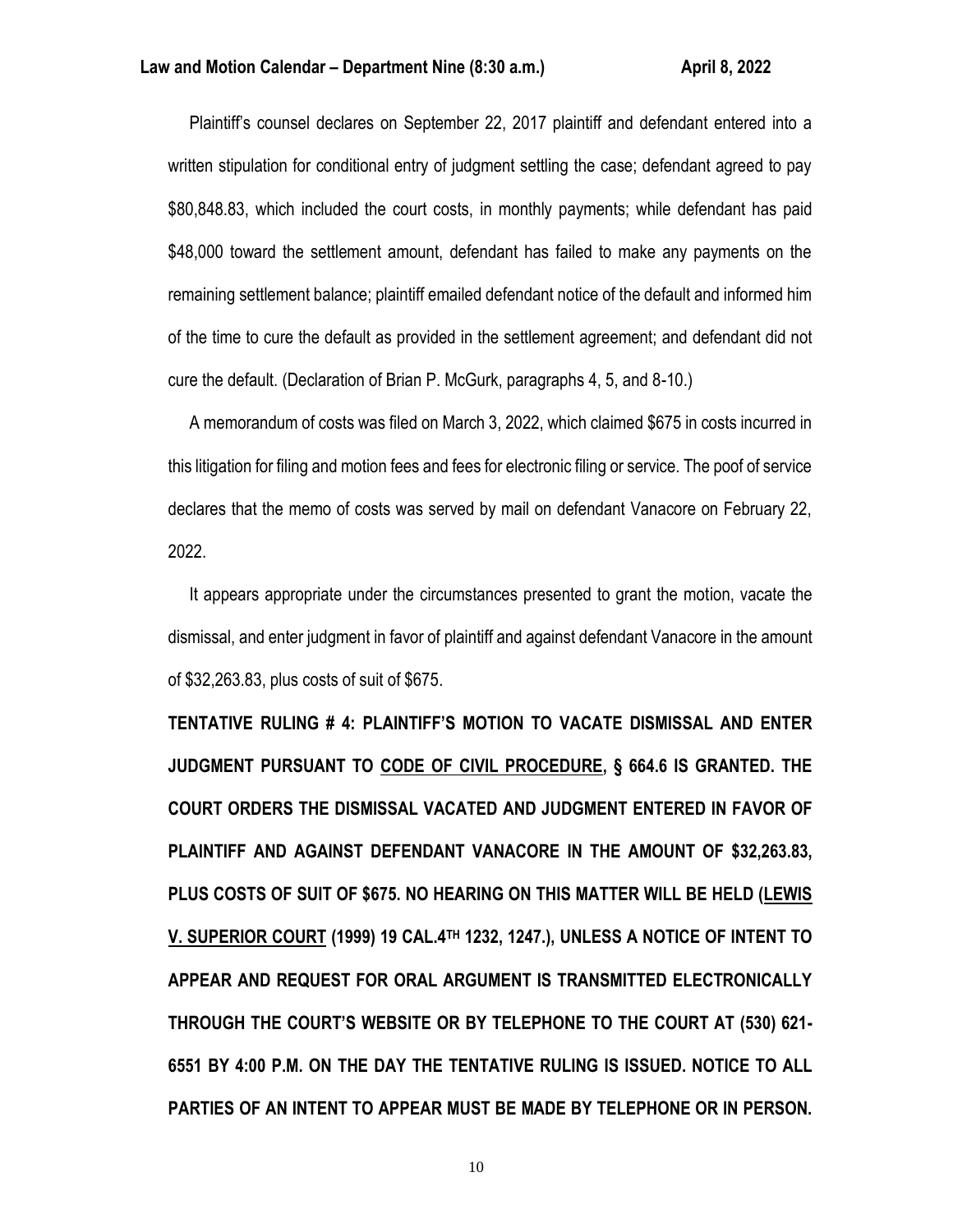Plaintiff's counsel declares on September 22, 2017 plaintiff and defendant entered into a written stipulation for conditional entry of judgment settling the case; defendant agreed to pay $80,848.83, which included the court costs, in monthly payments; while defendant has paid $48,000 toward the settlement amount, defendant has failed to make any payments on the remaining settlement balance; plaintiff emailed defendant notice of the default and informed him of the time to cure the default as provided in the settlement agreement; and defendant did not cure the default. (Declaration of Brian P. McGurk, paragraphs 4, 5, and 8-10.)

A memorandum of costs was filed on March 3, 2022, which claimed $675 in costs incurred in this litigation for filing and motion fees and fees for electronic filing or service. The poof of service declares that the memo of costs was served by mail on defendant Vanacore on February 22, 2022.

It appears appropriate under the circumstances presented to grant the motion, vacate the dismissal, and enter judgment in favor of plaintiff and against defendant Vanacore in the amount of $32,263.83, plus costs of suit of $675.

**TENTATIVE RULING # 4: PLAINTIFF'S MOTION TO VACATE DISMISSAL AND ENTER JUDGMENT PURSUANT TO CODE OF CIVIL PROCEDURE, § 664.6 IS GRANTED. THE COURT ORDERS THE DISMISSAL VACATED AND JUDGMENT ENTERED IN FAVOR OF PLAINTIFF AND AGAINST DEFENDANT VANACORE IN THE AMOUNT OF $32,263.83, PLUS COSTS OF SUIT OF $675. NO HEARING ON THIS MATTER WILL BE HELD (LEWIS V. SUPERIOR COURT (1999) 19 CAL.4TH 1232, 1247.), UNLESS A NOTICE OF INTENT TO APPEAR AND REQUEST FOR ORAL ARGUMENT IS TRANSMITTED ELECTRONICALLY THROUGH THE COURT'S WEBSITE OR BY TELEPHONE TO THE COURT AT (530) 621-6551 BY 4:00 P.M. ON THE DAY THE TENTATIVE RULING IS ISSUED. NOTICE TO ALL PARTIES OF AN INTENT TO APPEAR MUST BE MADE BY TELEPHONE OR IN PERSON.**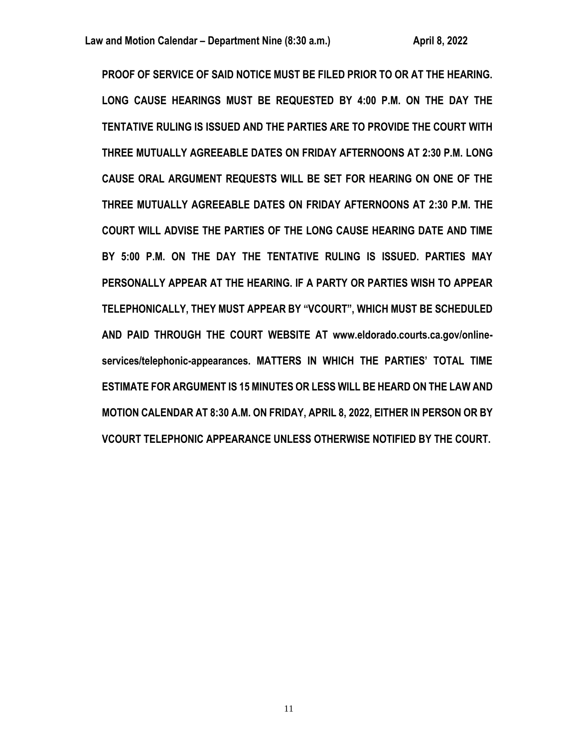**PROOF OF SERVICE OF SAID NOTICE MUST BE FILED PRIOR TO OR AT THE HEARING. LONG CAUSE HEARINGS MUST BE REQUESTED BY 4:00 P.M. ON THE DAY THE TENTATIVE RULING IS ISSUED AND THE PARTIES ARE TO PROVIDE THE COURT WITH THREE MUTUALLY AGREEABLE DATES ON FRIDAY AFTERNOONS AT 2:30 P.M. LONG CAUSE ORAL ARGUMENT REQUESTS WILL BE SET FOR HEARING ON ONE OF THE THREE MUTUALLY AGREEABLE DATES ON FRIDAY AFTERNOONS AT 2:30 P.M. THE COURT WILL ADVISE THE PARTIES OF THE LONG CAUSE HEARING DATE AND TIME BY 5:00 P.M. ON THE DAY THE TENTATIVE RULING IS ISSUED. PARTIES MAY PERSONALLY APPEAR AT THE HEARING. IF A PARTY OR PARTIES WISH TO APPEAR TELEPHONICALLY, THEY MUST APPEAR BY "VCOURT", WHICH MUST BE SCHEDULED AND PAID THROUGH THE COURT WEBSITE AT www.eldorado.courts.ca.gov/online-services/telephonic-appearances. MATTERS IN WHICH THE PARTIES' TOTAL TIME ESTIMATE FOR ARGUMENT IS 15 MINUTES OR LESS WILL BE HEARD ON THE LAW AND MOTION CALENDAR AT 8:30 A.M. ON FRIDAY, APRIL 8, 2022, EITHER IN PERSON OR BY VCOURT TELEPHONIC APPEARANCE UNLESS OTHERWISE NOTIFIED BY THE COURT.**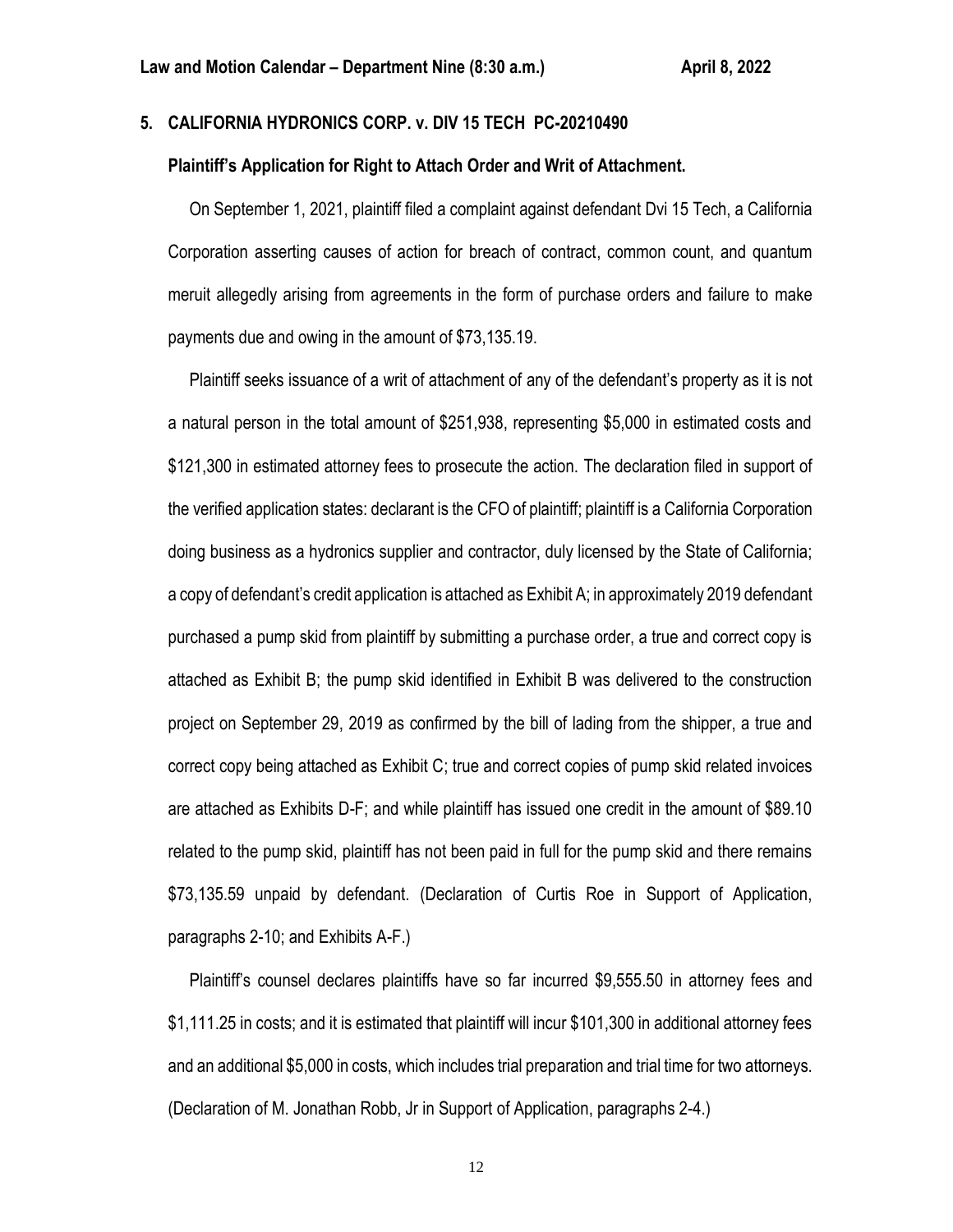## 5. CALIFORNIA HYDRONICS CORP. v. DIV 15 TECH PC-20210490

**Plaintiff's Application for Right to Attach Order and Writ of Attachment.**

On September 1, 2021, plaintiff filed a complaint against defendant Dvi 15 Tech, a California Corporation asserting causes of action for breach of contract, common count, and quantum meruit allegedly arising from agreements in the form of purchase orders and failure to make payments due and owing in the amount of $73,135.19.

Plaintiff seeks issuance of a writ of attachment of any of the defendant's property as it is not a natural person in the total amount of $251,938, representing $5,000 in estimated costs and $121,300 in estimated attorney fees to prosecute the action. The declaration filed in support of the verified application states: declarant is the CFO of plaintiff; plaintiff is a California Corporation doing business as a hydronics supplier and contractor, duly licensed by the State of California; a copy of defendant's credit application is attached as Exhibit A; in approximately 2019 defendant purchased a pump skid from plaintiff by submitting a purchase order, a true and correct copy is attached as Exhibit B; the pump skid identified in Exhibit B was delivered to the construction project on September 29, 2019 as confirmed by the bill of lading from the shipper, a true and correct copy being attached as Exhibit C; true and correct copies of pump skid related invoices are attached as Exhibits D-F; and while plaintiff has issued one credit in the amount of $89.10 related to the pump skid, plaintiff has not been paid in full for the pump skid and there remains $73,135.59 unpaid by defendant. (Declaration of Curtis Roe in Support of Application, paragraphs 2-10; and Exhibits A-F.)

Plaintiff's counsel declares plaintiffs have so far incurred $9,555.50 in attorney fees and $1,111.25 in costs; and it is estimated that plaintiff will incur $101,300 in additional attorney fees and an additional $5,000 in costs, which includes trial preparation and trial time for two attorneys. (Declaration of M. Jonathan Robb, Jr in Support of Application, paragraphs 2-4.)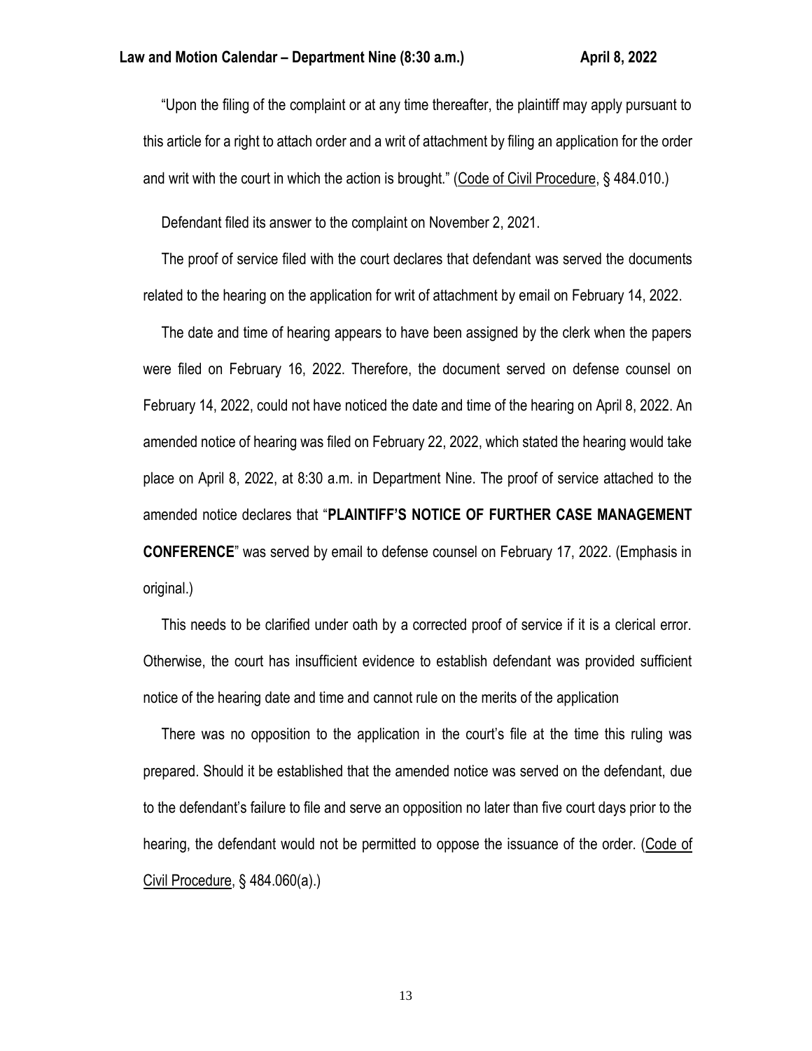"Upon the filing of the complaint or at any time thereafter, the plaintiff may apply pursuant to this article for a right to attach order and a writ of attachment by filing an application for the order and writ with the court in which the action is brought." (Code of Civil Procedure, § 484.010.)

Defendant filed its answer to the complaint on November 2, 2021.

The proof of service filed with the court declares that defendant was served the documents related to the hearing on the application for writ of attachment by email on February 14, 2022.

The date and time of hearing appears to have been assigned by the clerk when the papers were filed on February 16, 2022. Therefore, the document served on defense counsel on February 14, 2022, could not have noticed the date and time of the hearing on April 8, 2022. An amended notice of hearing was filed on February 22, 2022, which stated the hearing would take place on April 8, 2022, at 8:30 a.m. in Department Nine. The proof of service attached to the amended notice declares that "**PLAINTIFF'S NOTICE OF FURTHER CASE MANAGEMENT CONFERENCE**" was served by email to defense counsel on February 17, 2022. (Emphasis in original.)

This needs to be clarified under oath by a corrected proof of service if it is a clerical error. Otherwise, the court has insufficient evidence to establish defendant was provided sufficient notice of the hearing date and time and cannot rule on the merits of the application

There was no opposition to the application in the court's file at the time this ruling was prepared. Should it be established that the amended notice was served on the defendant, due to the defendant's failure to file and serve an opposition no later than five court days prior to the hearing, the defendant would not be permitted to oppose the issuance of the order. (Code of Civil Procedure, § 484.060(a).)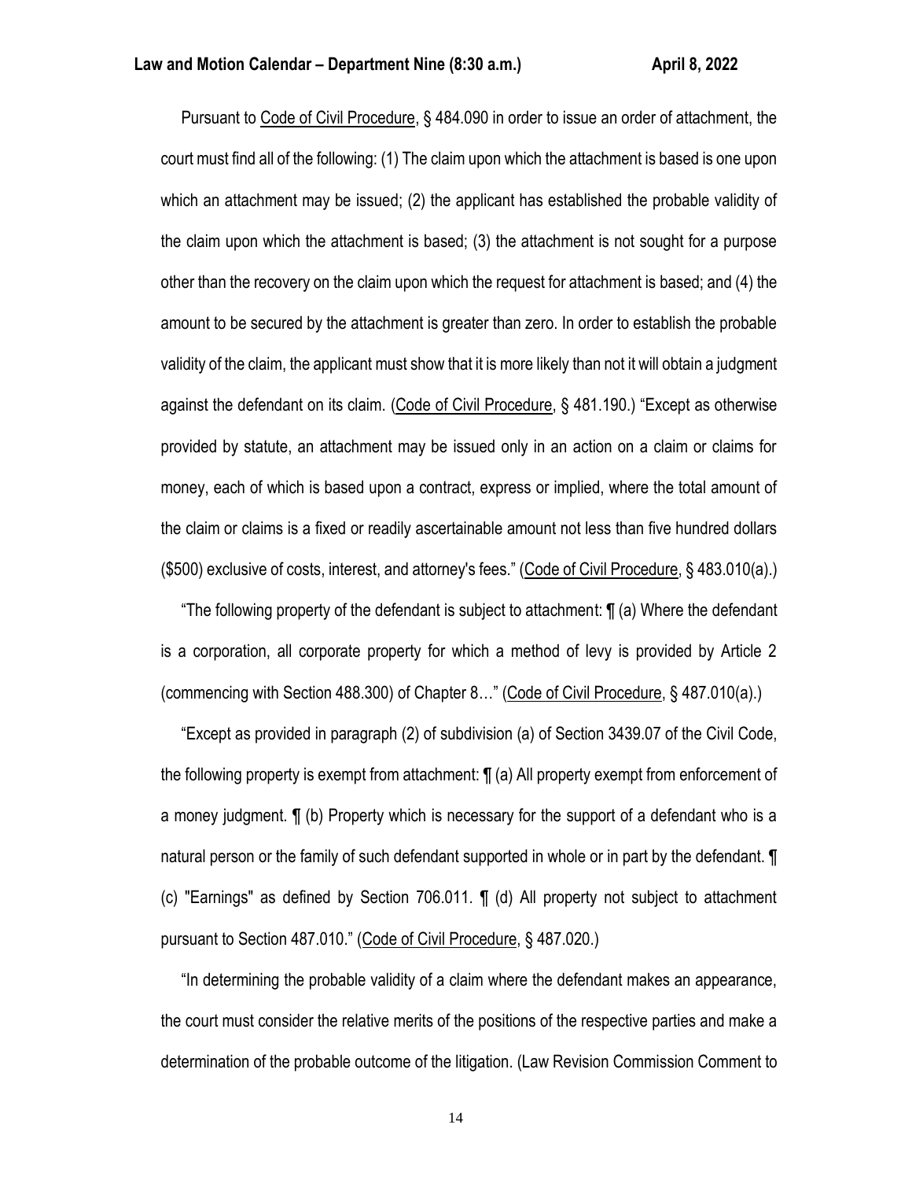Pursuant to Code of Civil Procedure, § 484.090 in order to issue an order of attachment, the court must find all of the following: (1) The claim upon which the attachment is based is one upon which an attachment may be issued; (2) the applicant has established the probable validity of the claim upon which the attachment is based; (3) the attachment is not sought for a purpose other than the recovery on the claim upon which the request for attachment is based; and (4) the amount to be secured by the attachment is greater than zero. In order to establish the probable validity of the claim, the applicant must show that it is more likely than not it will obtain a judgment against the defendant on its claim. (Code of Civil Procedure, § 481.190.) "Except as otherwise provided by statute, an attachment may be issued only in an action on a claim or claims for money, each of which is based upon a contract, express or implied, where the total amount of the claim or claims is a fixed or readily ascertainable amount not less than five hundred dollars ($500) exclusive of costs, interest, and attorney's fees." (Code of Civil Procedure, § 483.010(a).)

"The following property of the defendant is subject to attachment: ¶ (a) Where the defendant is a corporation, all corporate property for which a method of levy is provided by Article 2 (commencing with Section 488.300) of Chapter 8…" (Code of Civil Procedure, § 487.010(a).)

"Except as provided in paragraph (2) of subdivision (a) of Section 3439.07 of the Civil Code, the following property is exempt from attachment: ¶ (a) All property exempt from enforcement of a money judgment. ¶ (b) Property which is necessary for the support of a defendant who is a natural person or the family of such defendant supported in whole or in part by the defendant. ¶ (c) "Earnings" as defined by Section 706.011. ¶ (d) All property not subject to attachment pursuant to Section 487.010." (Code of Civil Procedure, § 487.020.)

"In determining the probable validity of a claim where the defendant makes an appearance, the court must consider the relative merits of the positions of the respective parties and make a determination of the probable outcome of the litigation. (Law Revision Commission Comment to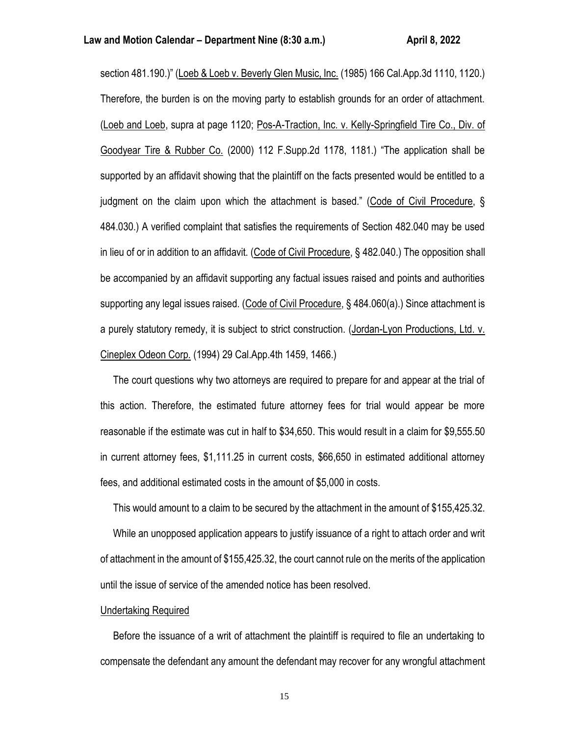section 481.190.)" (Loeb & Loeb v. Beverly Glen Music, Inc. (1985) 166 Cal.App.3d 1110, 1120.) Therefore, the burden is on the moving party to establish grounds for an order of attachment. (Loeb and Loeb, supra at page 1120; Pos-A-Traction, Inc. v. Kelly-Springfield Tire Co., Div. of Goodyear Tire & Rubber Co. (2000) 112 F.Supp.2d 1178, 1181.) "The application shall be supported by an affidavit showing that the plaintiff on the facts presented would be entitled to a judgment on the claim upon which the attachment is based." (Code of Civil Procedure, § 484.030.) A verified complaint that satisfies the requirements of Section 482.040 may be used in lieu of or in addition to an affidavit. (Code of Civil Procedure, § 482.040.) The opposition shall be accompanied by an affidavit supporting any factual issues raised and points and authorities supporting any legal issues raised. (Code of Civil Procedure, § 484.060(a).) Since attachment is a purely statutory remedy, it is subject to strict construction. (Jordan-Lyon Productions, Ltd. v. Cineplex Odeon Corp. (1994) 29 Cal.App.4th 1459, 1466.)

The court questions why two attorneys are required to prepare for and appear at the trial of this action. Therefore, the estimated future attorney fees for trial would appear be more reasonable if the estimate was cut in half to $34,650. This would result in a claim for $9,555.50 in current attorney fees, $1,111.25 in current costs, $66,650 in estimated additional attorney fees, and additional estimated costs in the amount of $5,000 in costs.

This would amount to a claim to be secured by the attachment in the amount of $155,425.32.

While an unopposed application appears to justify issuance of a right to attach order and writ of attachment in the amount of $155,425.32, the court cannot rule on the merits of the application until the issue of service of the amended notice has been resolved.

Undertaking Required

Before the issuance of a writ of attachment the plaintiff is required to file an undertaking to compensate the defendant any amount the defendant may recover for any wrongful attachment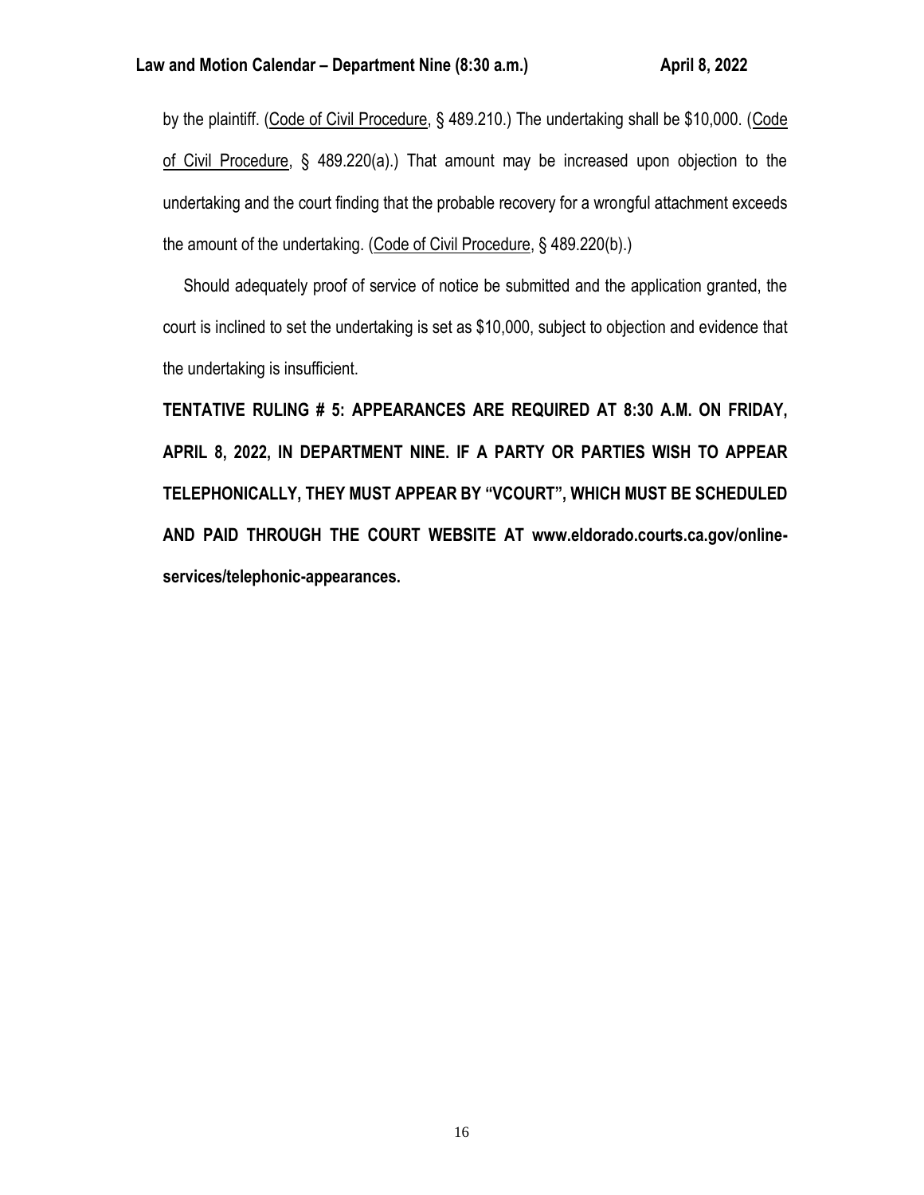by the plaintiff. (Code of Civil Procedure, § 489.210.) The undertaking shall be $10,000. (Code of Civil Procedure, § 489.220(a).) That amount may be increased upon objection to the undertaking and the court finding that the probable recovery for a wrongful attachment exceeds the amount of the undertaking. (Code of Civil Procedure, § 489.220(b).)

Should adequately proof of service of notice be submitted and the application granted, the court is inclined to set the undertaking is set as $10,000, subject to objection and evidence that the undertaking is insufficient.

**TENTATIVE RULING # 5: APPEARANCES ARE REQUIRED AT 8:30 A.M. ON FRIDAY, APRIL 8, 2022, IN DEPARTMENT NINE. IF A PARTY OR PARTIES WISH TO APPEAR TELEPHONICALLY, THEY MUST APPEAR BY "VCOURT", WHICH MUST BE SCHEDULED AND PAID THROUGH THE COURT WEBSITE AT www.eldorado.courts.ca.gov/online-services/telephonic-appearances.**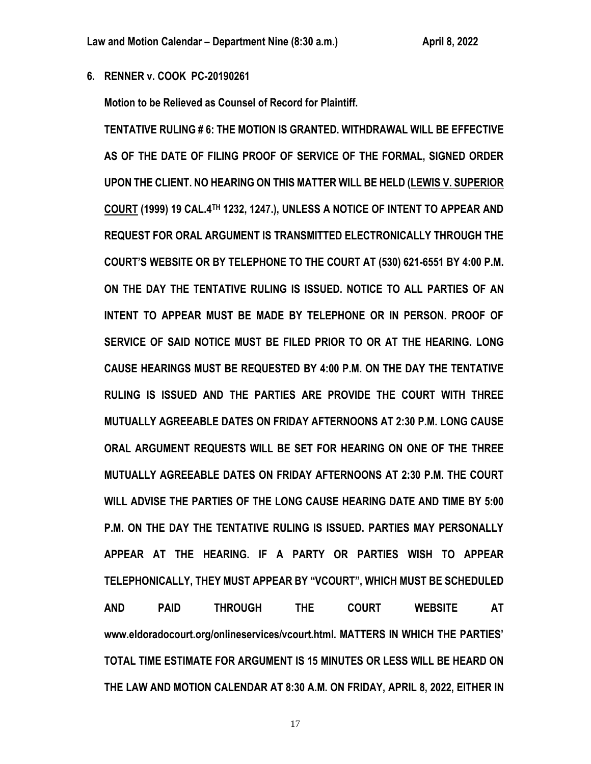**6. RENNER v. COOK PC-20190261**

**Motion to be Relieved as Counsel of Record for Plaintiff.**

**TENTATIVE RULING # 6: THE MOTION IS GRANTED. WITHDRAWAL WILL BE EFFECTIVE AS OF THE DATE OF FILING PROOF OF SERVICE OF THE FORMAL, SIGNED ORDER UPON THE CLIENT. NO HEARING ON THIS MATTER WILL BE HELD (LEWIS V. SUPERIOR COURT (1999) 19 CAL.4TH 1232, 1247.), UNLESS A NOTICE OF INTENT TO APPEAR AND REQUEST FOR ORAL ARGUMENT IS TRANSMITTED ELECTRONICALLY THROUGH THE COURT'S WEBSITE OR BY TELEPHONE TO THE COURT AT (530) 621-6551 BY 4:00 P.M. ON THE DAY THE TENTATIVE RULING IS ISSUED. NOTICE TO ALL PARTIES OF AN INTENT TO APPEAR MUST BE MADE BY TELEPHONE OR IN PERSON. PROOF OF SERVICE OF SAID NOTICE MUST BE FILED PRIOR TO OR AT THE HEARING. LONG CAUSE HEARINGS MUST BE REQUESTED BY 4:00 P.M. ON THE DAY THE TENTATIVE RULING IS ISSUED AND THE PARTIES ARE PROVIDE THE COURT WITH THREE MUTUALLY AGREEABLE DATES ON FRIDAY AFTERNOONS AT 2:30 P.M. LONG CAUSE ORAL ARGUMENT REQUESTS WILL BE SET FOR HEARING ON ONE OF THE THREE MUTUALLY AGREEABLE DATES ON FRIDAY AFTERNOONS AT 2:30 P.M. THE COURT WILL ADVISE THE PARTIES OF THE LONG CAUSE HEARING DATE AND TIME BY 5:00 P.M. ON THE DAY THE TENTATIVE RULING IS ISSUED. PARTIES MAY PERSONALLY APPEAR AT THE HEARING. IF A PARTY OR PARTIES WISH TO APPEAR TELEPHONICALLY, THEY MUST APPEAR BY "VCOURT", WHICH MUST BE SCHEDULED AND PAID THROUGH THE COURT WEBSITE AT www.eldoradocourt.org/onlineservices/vcourt.html. MATTERS IN WHICH THE PARTIES' TOTAL TIME ESTIMATE FOR ARGUMENT IS 15 MINUTES OR LESS WILL BE HEARD ON THE LAW AND MOTION CALENDAR AT 8:30 A.M. ON FRIDAY, APRIL 8, 2022, EITHER IN**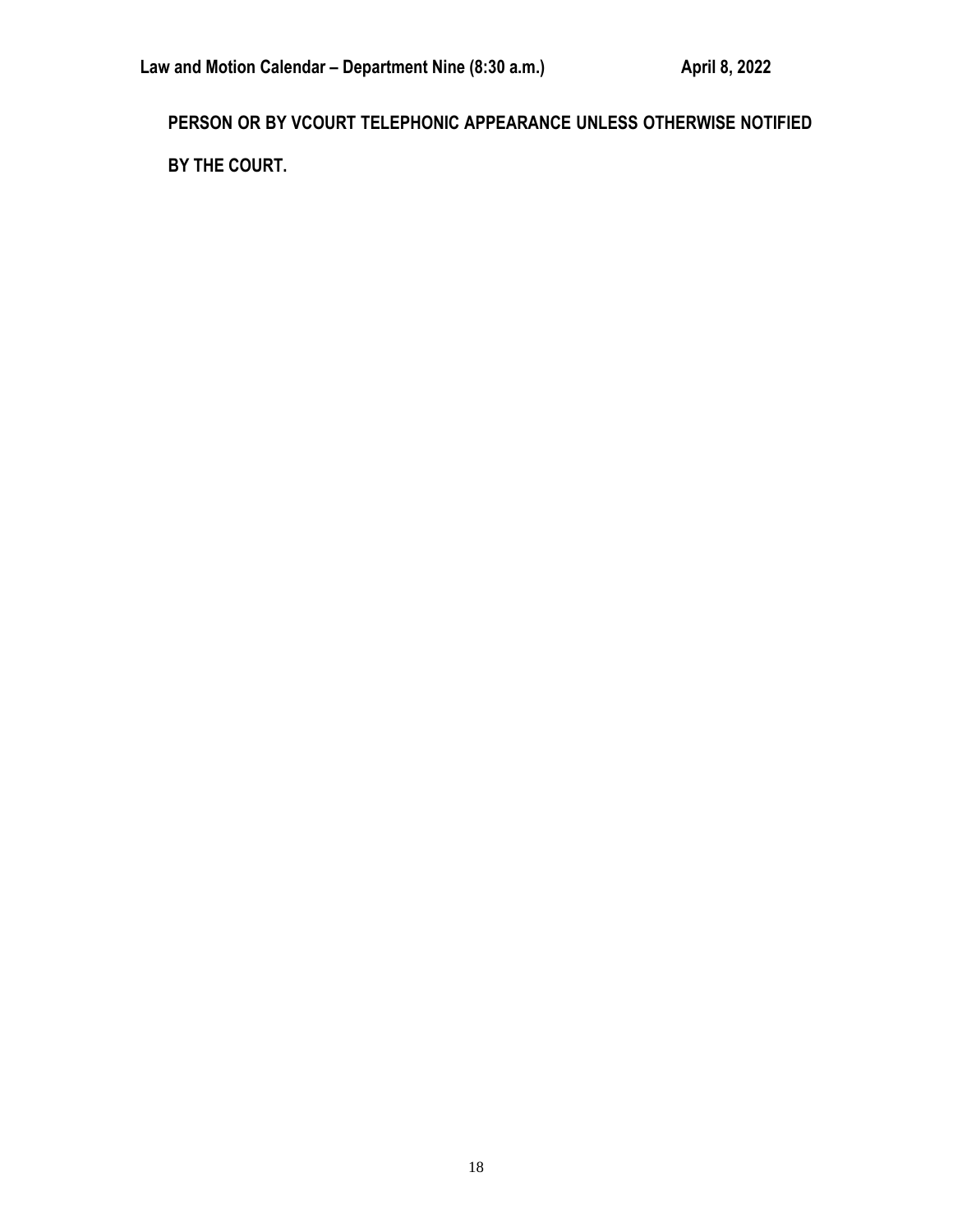**PERSON OR BY VCOURT TELEPHONIC APPEARANCE UNLESS OTHERWISE NOTIFIED BY THE COURT.**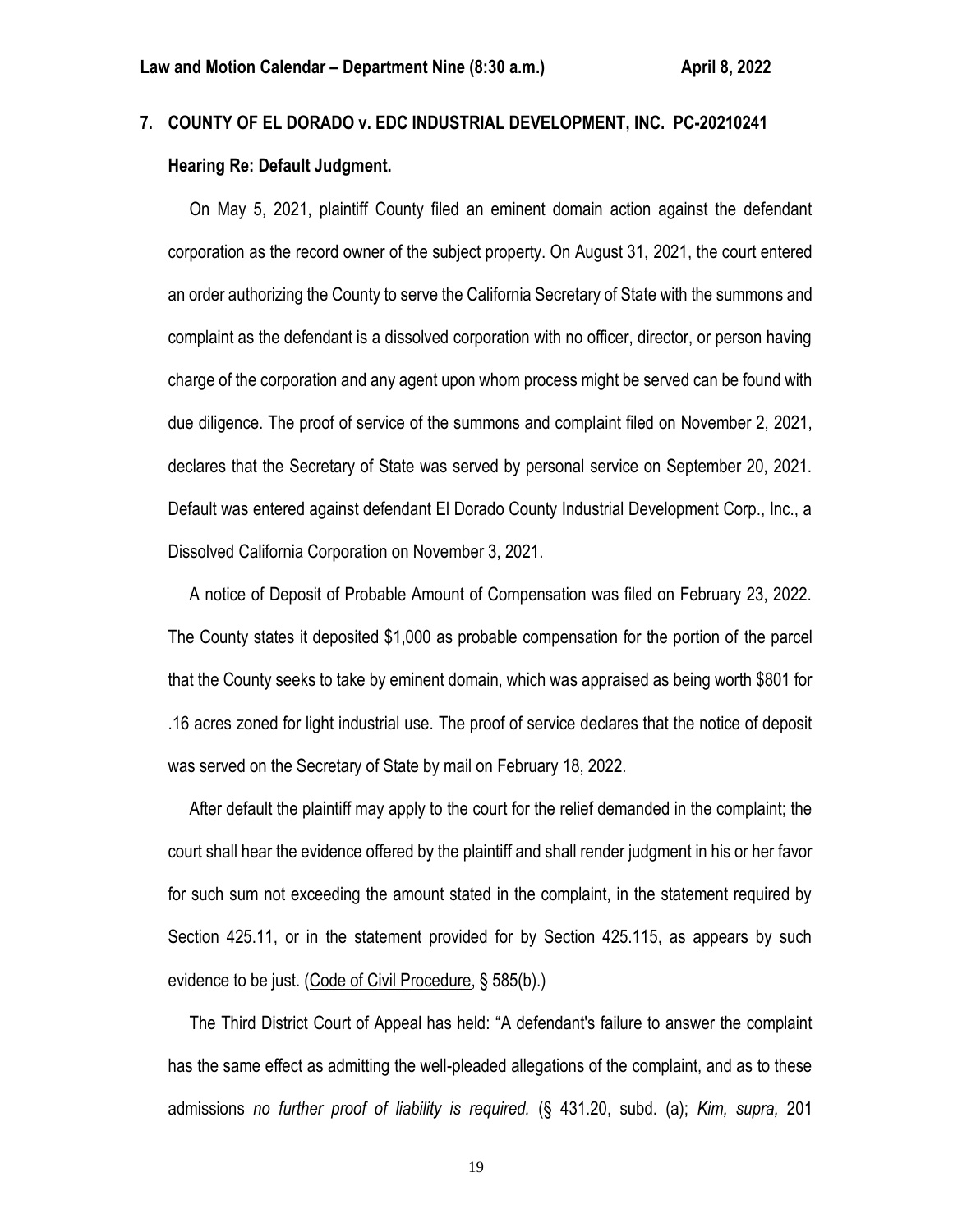**7. COUNTY OF EL DORADO v. EDC INDUSTRIAL DEVELOPMENT, INC. PC-20210241**

**Hearing Re: Default Judgment.**

On May 5, 2021, plaintiff County filed an eminent domain action against the defendant corporation as the record owner of the subject property. On August 31, 2021, the court entered an order authorizing the County to serve the California Secretary of State with the summons and complaint as the defendant is a dissolved corporation with no officer, director, or person having charge of the corporation and any agent upon whom process might be served can be found with due diligence. The proof of service of the summons and complaint filed on November 2, 2021, declares that the Secretary of State was served by personal service on September 20, 2021. Default was entered against defendant El Dorado County Industrial Development Corp., Inc., a Dissolved California Corporation on November 3, 2021.

A notice of Deposit of Probable Amount of Compensation was filed on February 23, 2022. The County states it deposited $1,000 as probable compensation for the portion of the parcel that the County seeks to take by eminent domain, which was appraised as being worth $801 for .16 acres zoned for light industrial use. The proof of service declares that the notice of deposit was served on the Secretary of State by mail on February 18, 2022.

After default the plaintiff may apply to the court for the relief demanded in the complaint; the court shall hear the evidence offered by the plaintiff and shall render judgment in his or her favor for such sum not exceeding the amount stated in the complaint, in the statement required by Section 425.11, or in the statement provided for by Section 425.115, as appears by such evidence to be just. (Code of Civil Procedure, § 585(b).)

The Third District Court of Appeal has held: "A defendant's failure to answer the complaint has the same effect as admitting the well-pleaded allegations of the complaint, and as to these admissions *no further proof of liability is required.* (§ 431.20, subd. (a); *Kim, supra,* 201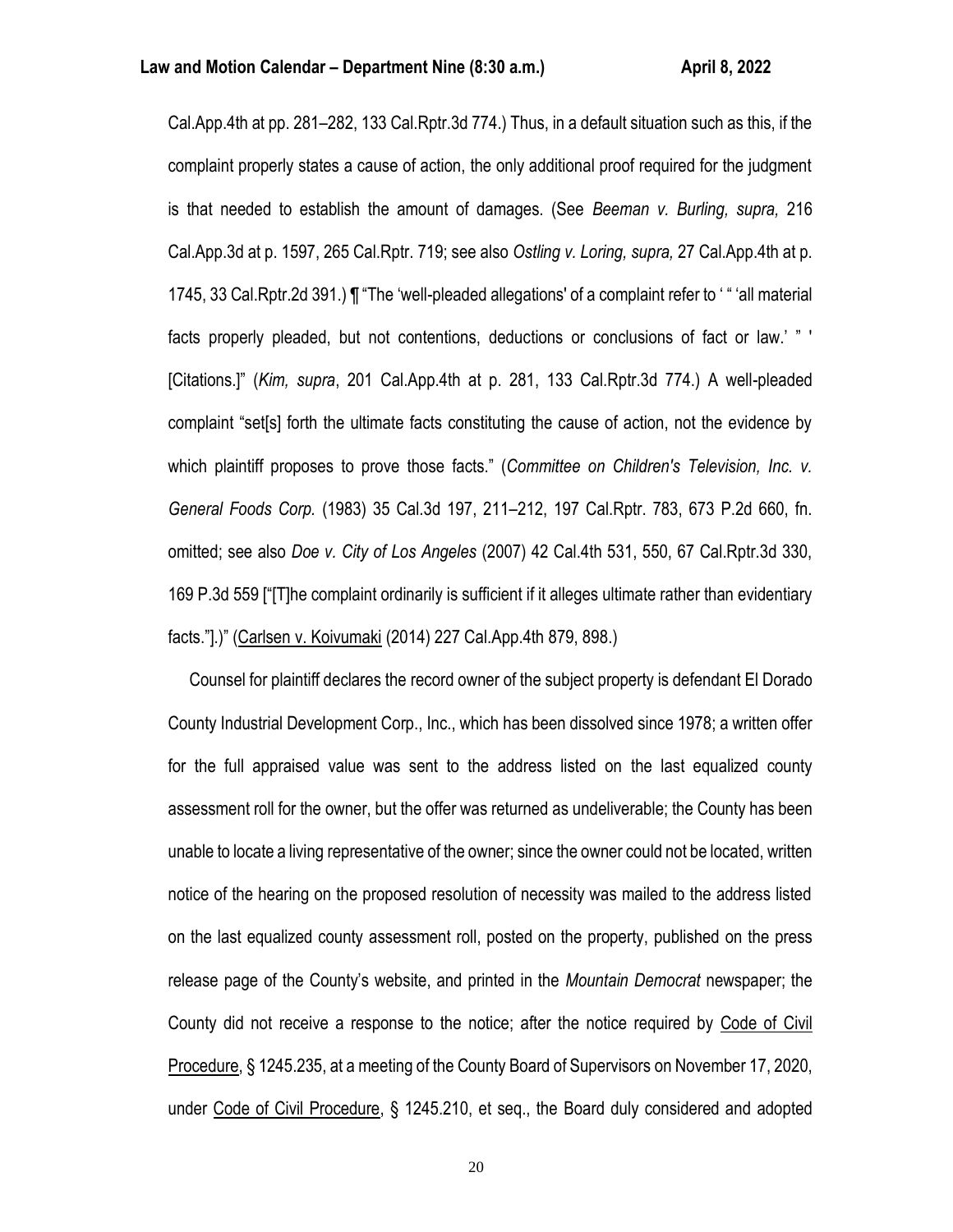Cal.App.4th at pp. 281–282, 133 Cal.Rptr.3d 774.) Thus, in a default situation such as this, if the complaint properly states a cause of action, the only additional proof required for the judgment is that needed to establish the amount of damages. (See *Beeman v. Burling, supra,* 216 Cal.App.3d at p. 1597, 265 Cal.Rptr. 719; see also *Ostling v. Loring, supra,* 27 Cal.App.4th at p. 1745, 33 Cal.Rptr.2d 391.) ¶ "The 'well-pleaded allegations' of a complaint refer to ' " 'all material facts properly pleaded, but not contentions, deductions or conclusions of fact or law.' " ' [Citations.]" (*Kim, supra*, 201 Cal.App.4th at p. 281, 133 Cal.Rptr.3d 774.) A well-pleaded complaint "set[s] forth the ultimate facts constituting the cause of action, not the evidence by which plaintiff proposes to prove those facts." (*Committee on Children's Television, Inc. v. General Foods Corp.* (1983) 35 Cal.3d 197, 211–212, 197 Cal.Rptr. 783, 673 P.2d 660, fn. omitted; see also *Doe v. City of Los Angeles* (2007) 42 Cal.4th 531, 550, 67 Cal.Rptr.3d 330, 169 P.3d 559 ["[T]he complaint ordinarily is sufficient if it alleges ultimate rather than evidentiary facts."].)" (Carlsen v. Koivumaki (2014) 227 Cal.App.4th 879, 898.)

Counsel for plaintiff declares the record owner of the subject property is defendant El Dorado County Industrial Development Corp., Inc., which has been dissolved since 1978; a written offer for the full appraised value was sent to the address listed on the last equalized county assessment roll for the owner, but the offer was returned as undeliverable; the County has been unable to locate a living representative of the owner; since the owner could not be located, written notice of the hearing on the proposed resolution of necessity was mailed to the address listed on the last equalized county assessment roll, posted on the property, published on the press release page of the County's website, and printed in the *Mountain Democrat* newspaper; the County did not receive a response to the notice; after the notice required by Code of Civil Procedure, § 1245.235, at a meeting of the County Board of Supervisors on November 17, 2020, under Code of Civil Procedure, § 1245.210, et seq., the Board duly considered and adopted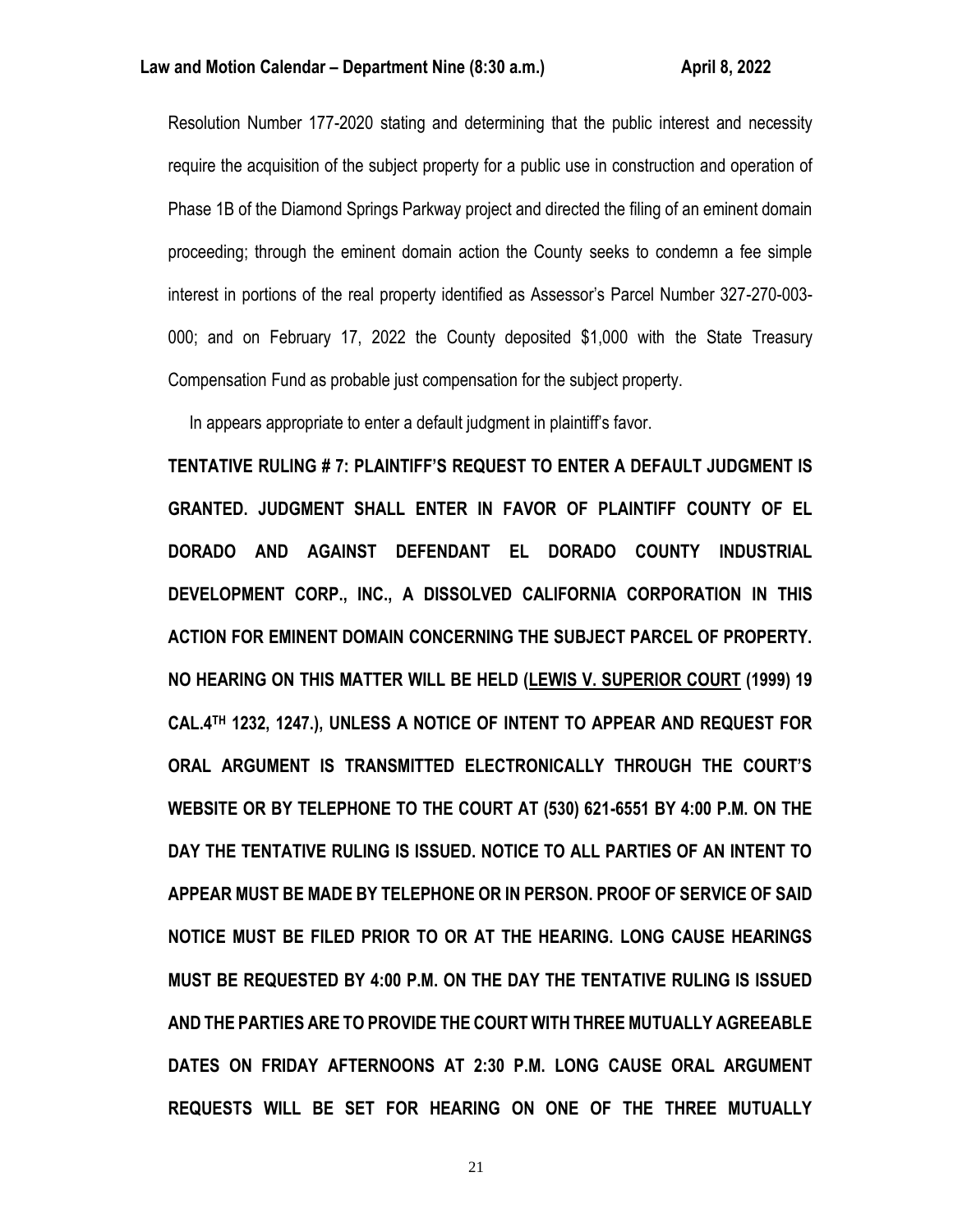Resolution Number 177-2020 stating and determining that the public interest and necessity require the acquisition of the subject property for a public use in construction and operation of Phase 1B of the Diamond Springs Parkway project and directed the filing of an eminent domain proceeding; through the eminent domain action the County seeks to condemn a fee simple interest in portions of the real property identified as Assessor's Parcel Number 327-270-003-000; and on February 17, 2022 the County deposited $1,000 with the State Treasury Compensation Fund as probable just compensation for the subject property.

In appears appropriate to enter a default judgment in plaintiff's favor.

**TENTATIVE RULING # 7: PLAINTIFF'S REQUEST TO ENTER A DEFAULT JUDGMENT IS GRANTED. JUDGMENT SHALL ENTER IN FAVOR OF PLAINTIFF COUNTY OF EL DORADO AND AGAINST DEFENDANT EL DORADO COUNTY INDUSTRIAL DEVELOPMENT CORP., INC., A DISSOLVED CALIFORNIA CORPORATION IN THIS ACTION FOR EMINENT DOMAIN CONCERNING THE SUBJECT PARCEL OF PROPERTY. NO HEARING ON THIS MATTER WILL BE HELD (LEWIS V. SUPERIOR COURT (1999) 19 CAL.4TH 1232, 1247.), UNLESS A NOTICE OF INTENT TO APPEAR AND REQUEST FOR ORAL ARGUMENT IS TRANSMITTED ELECTRONICALLY THROUGH THE COURT'S WEBSITE OR BY TELEPHONE TO THE COURT AT (530) 621-6551 BY 4:00 P.M. ON THE DAY THE TENTATIVE RULING IS ISSUED. NOTICE TO ALL PARTIES OF AN INTENT TO APPEAR MUST BE MADE BY TELEPHONE OR IN PERSON. PROOF OF SERVICE OF SAID NOTICE MUST BE FILED PRIOR TO OR AT THE HEARING. LONG CAUSE HEARINGS MUST BE REQUESTED BY 4:00 P.M. ON THE DAY THE TENTATIVE RULING IS ISSUED AND THE PARTIES ARE TO PROVIDE THE COURT WITH THREE MUTUALLY AGREEABLE DATES ON FRIDAY AFTERNOONS AT 2:30 P.M. LONG CAUSE ORAL ARGUMENT REQUESTS WILL BE SET FOR HEARING ON ONE OF THE THREE MUTUALLY**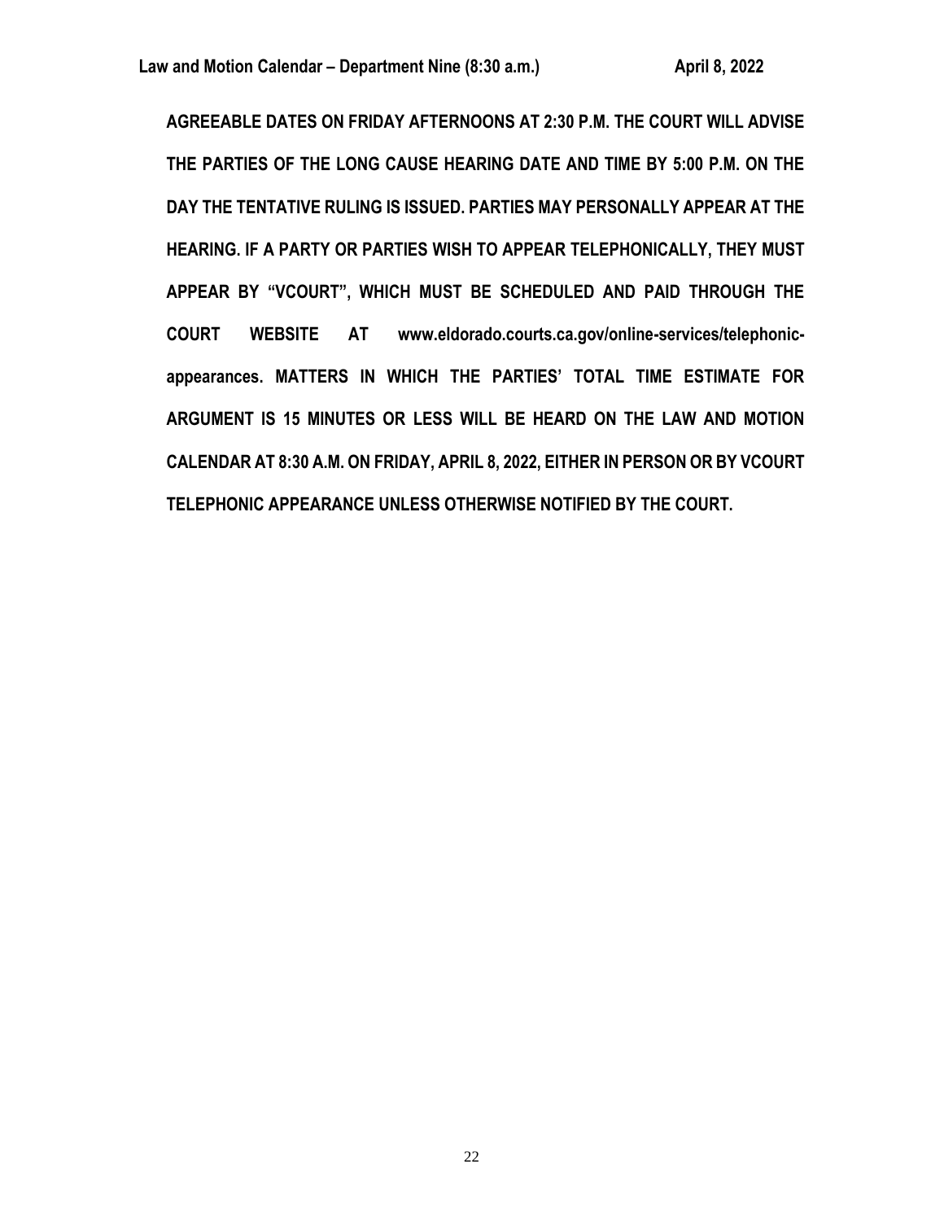**AGREEABLE DATES ON FRIDAY AFTERNOONS AT 2:30 P.M. THE COURT WILL ADVISE THE PARTIES OF THE LONG CAUSE HEARING DATE AND TIME BY 5:00 P.M. ON THE DAY THE TENTATIVE RULING IS ISSUED. PARTIES MAY PERSONALLY APPEAR AT THE HEARING. IF A PARTY OR PARTIES WISH TO APPEAR TELEPHONICALLY, THEY MUST APPEAR BY "VCOURT", WHICH MUST BE SCHEDULED AND PAID THROUGH THE COURT WEBSITE AT www.eldorado.courts.ca.gov/online-services/telephonic-appearances. MATTERS IN WHICH THE PARTIES' TOTAL TIME ESTIMATE FOR ARGUMENT IS 15 MINUTES OR LESS WILL BE HEARD ON THE LAW AND MOTION CALENDAR AT 8:30 A.M. ON FRIDAY, APRIL 8, 2022, EITHER IN PERSON OR BY VCOURT TELEPHONIC APPEARANCE UNLESS OTHERWISE NOTIFIED BY THE COURT.**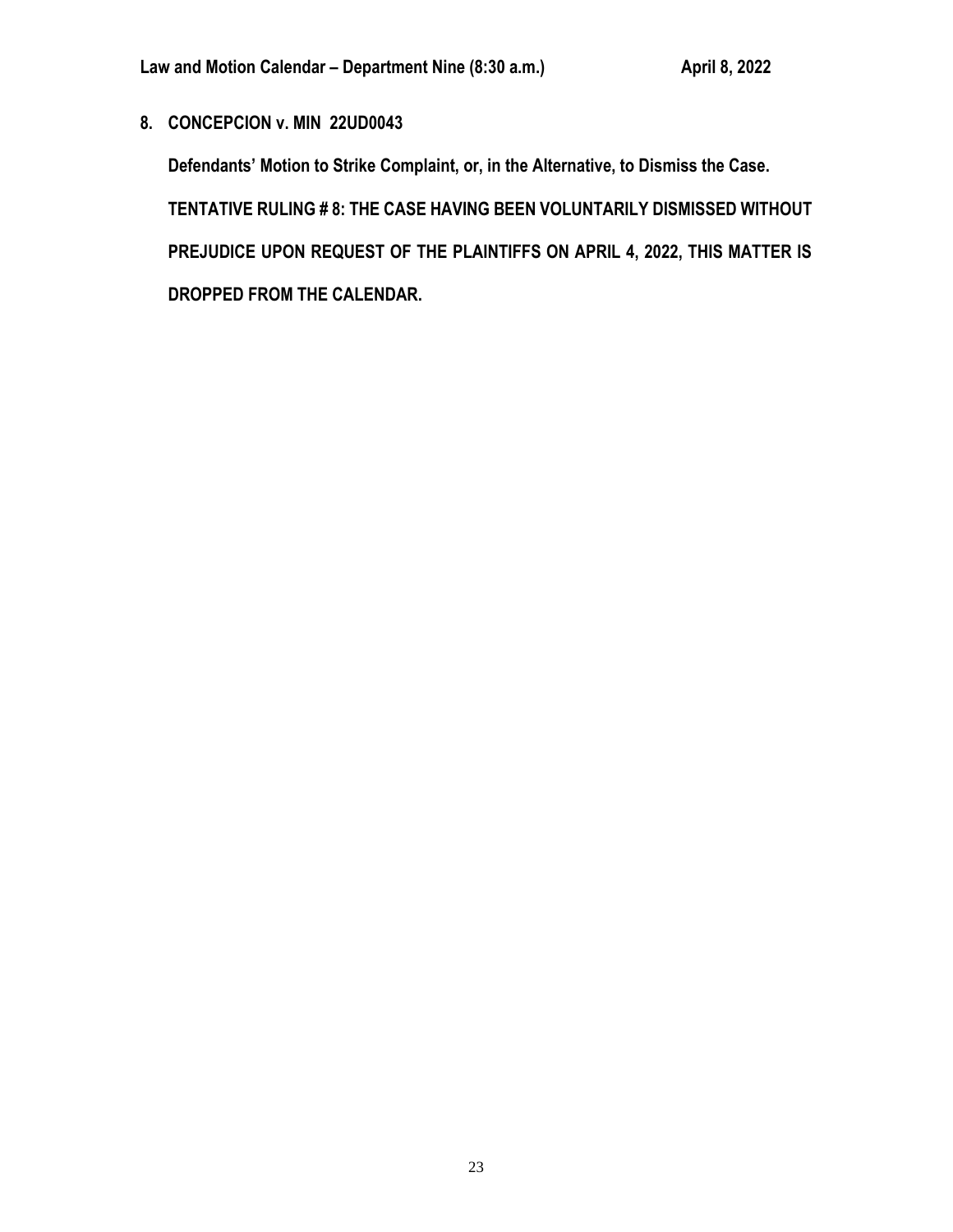**8. CONCEPCION v. MIN 22UD0043**

**Defendants' Motion to Strike Complaint, or, in the Alternative, to Dismiss the Case.**

**TENTATIVE RULING # 8: THE CASE HAVING BEEN VOLUNTARILY DISMISSED WITHOUT PREJUDICE UPON REQUEST OF THE PLAINTIFFS ON APRIL 4, 2022, THIS MATTER IS DROPPED FROM THE CALENDAR.**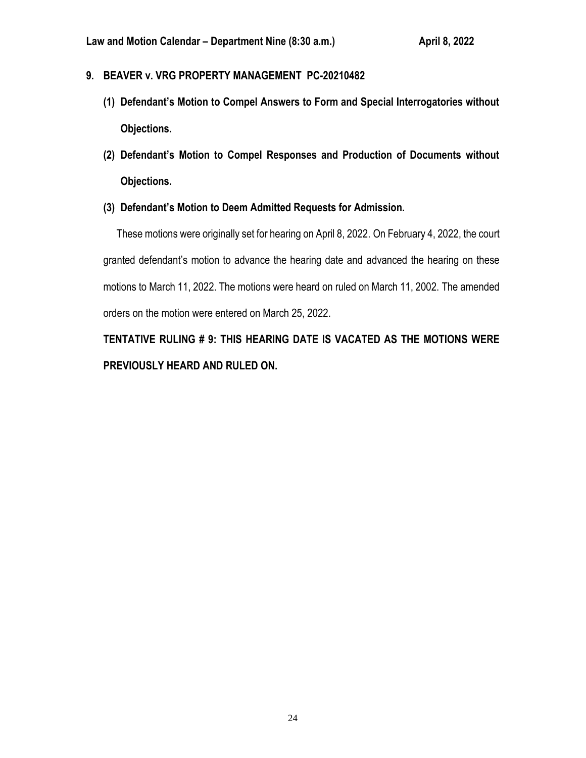## 9. BEAVER v. VRG PROPERTY MANAGEMENT PC-20210482

**(1) Defendant's Motion to Compel Answers to Form and Special Interrogatories without Objections.**

**(2) Defendant's Motion to Compel Responses and Production of Documents without Objections.**

**(3) Defendant's Motion to Deem Admitted Requests for Admission.**

These motions were originally set for hearing on April 8, 2022. On February 4, 2022, the court granted defendant's motion to advance the hearing date and advanced the hearing on these motions to March 11, 2022. The motions were heard on ruled on March 11, 2002. The amended orders on the motion were entered on March 25, 2022.

**TENTATIVE RULING # 9: THIS HEARING DATE IS VACATED AS THE MOTIONS WERE PREVIOUSLY HEARD AND RULED ON.**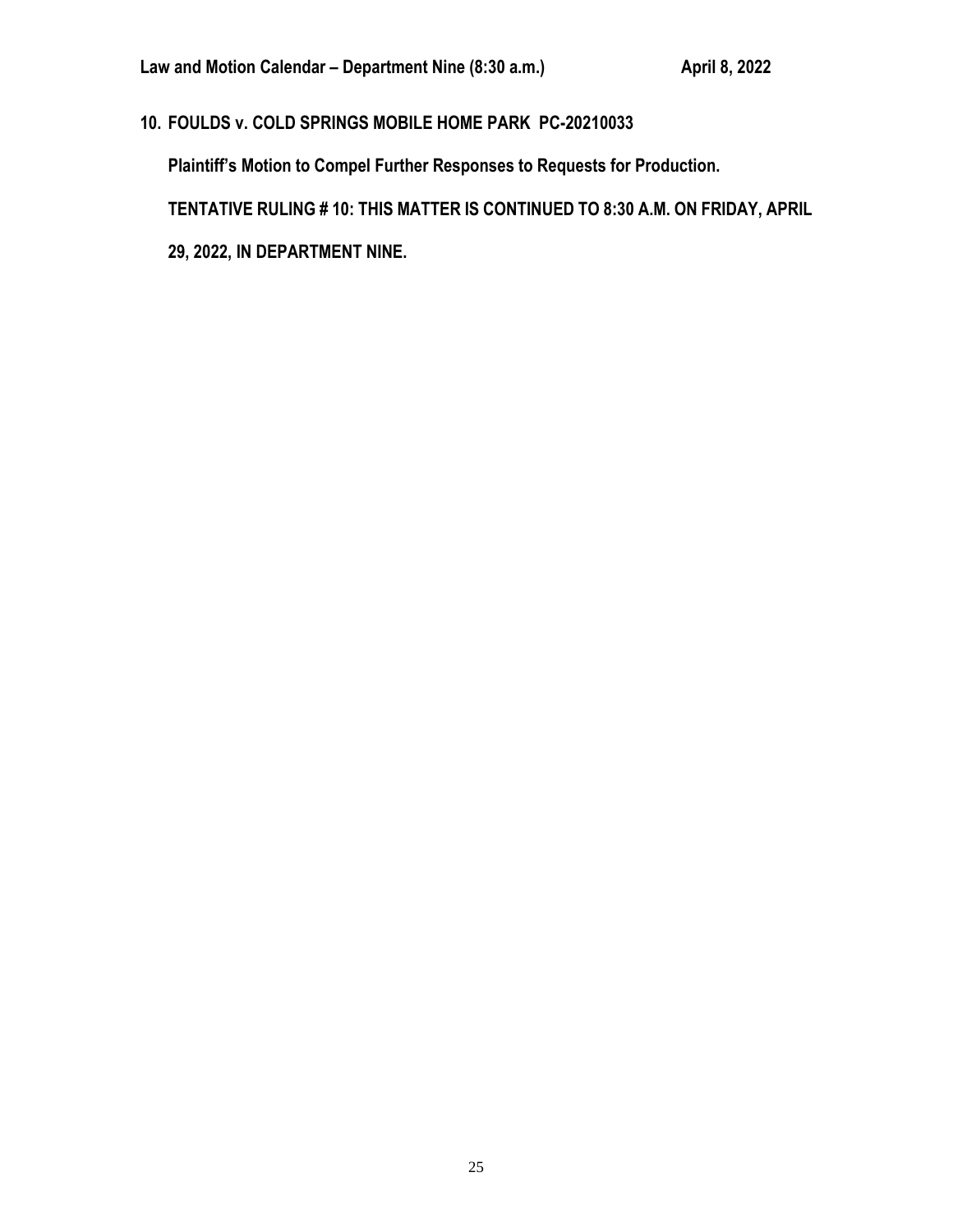**10. FOULDS v. COLD SPRINGS MOBILE HOME PARK PC-20210033**

**Plaintiff's Motion to Compel Further Responses to Requests for Production.**

**TENTATIVE RULING # 10: THIS MATTER IS CONTINUED TO 8:30 A.M. ON FRIDAY, APRIL 29, 2022, IN DEPARTMENT NINE.**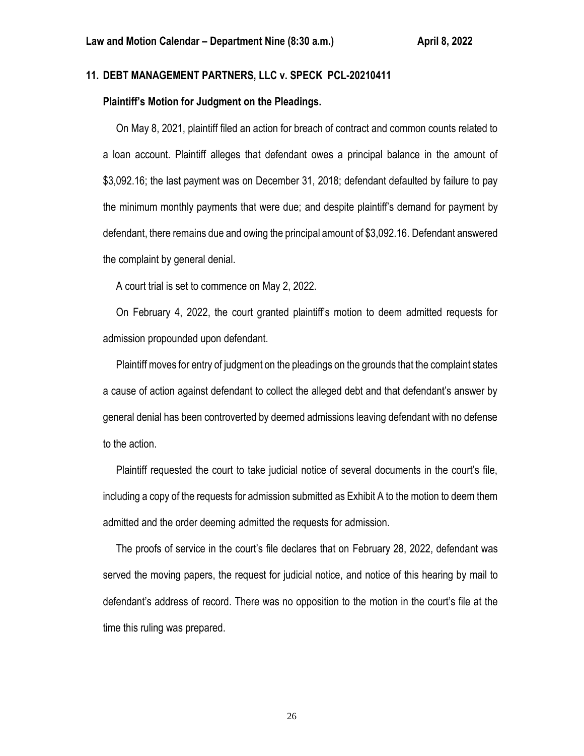## 11. DEBT MANAGEMENT PARTNERS, LLC v. SPECK PCL-20210411

**Plaintiff's Motion for Judgment on the Pleadings.**

On May 8, 2021, plaintiff filed an action for breach of contract and common counts related to a loan account. Plaintiff alleges that defendant owes a principal balance in the amount of $3,092.16; the last payment was on December 31, 2018; defendant defaulted by failure to pay the minimum monthly payments that were due; and despite plaintiff's demand for payment by defendant, there remains due and owing the principal amount of $3,092.16. Defendant answered the complaint by general denial.

A court trial is set to commence on May 2, 2022.

On February 4, 2022, the court granted plaintiff's motion to deem admitted requests for admission propounded upon defendant.

Plaintiff moves for entry of judgment on the pleadings on the grounds that the complaint states a cause of action against defendant to collect the alleged debt and that defendant's answer by general denial has been controverted by deemed admissions leaving defendant with no defense to the action.

Plaintiff requested the court to take judicial notice of several documents in the court's file, including a copy of the requests for admission submitted as Exhibit A to the motion to deem them admitted and the order deeming admitted the requests for admission.

The proofs of service in the court's file declares that on February 28, 2022, defendant was served the moving papers, the request for judicial notice, and notice of this hearing by mail to defendant's address of record. There was no opposition to the motion in the court's file at the time this ruling was prepared.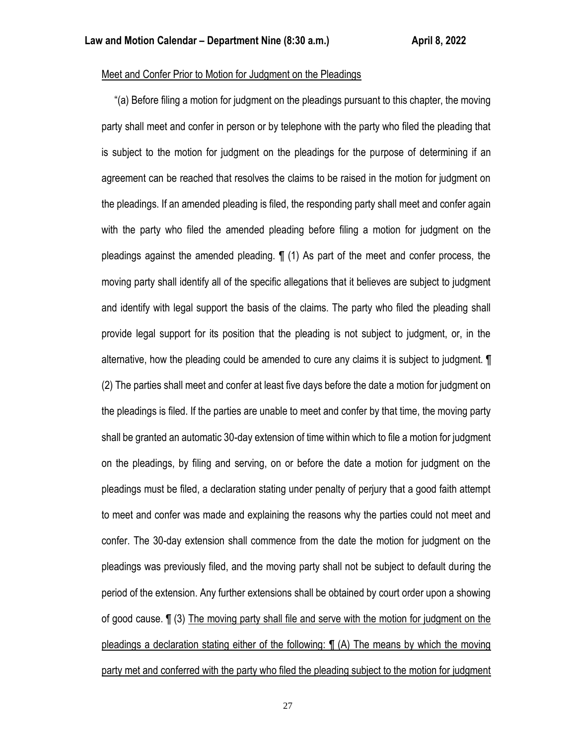<u>Meet and Confer Prior to Motion for Judgment on the Pleadings</u>

"(a) Before filing a motion for judgment on the pleadings pursuant to this chapter, the moving party shall meet and confer in person or by telephone with the party who filed the pleading that is subject to the motion for judgment on the pleadings for the purpose of determining if an agreement can be reached that resolves the claims to be raised in the motion for judgment on the pleadings. If an amended pleading is filed, the responding party shall meet and confer again with the party who filed the amended pleading before filing a motion for judgment on the pleadings against the amended pleading. ¶ (1) As part of the meet and confer process, the moving party shall identify all of the specific allegations that it believes are subject to judgment and identify with legal support the basis of the claims. The party who filed the pleading shall provide legal support for its position that the pleading is not subject to judgment, or, in the alternative, how the pleading could be amended to cure any claims it is subject to judgment. ¶ (2) The parties shall meet and confer at least five days before the date a motion for judgment on the pleadings is filed. If the parties are unable to meet and confer by that time, the moving party shall be granted an automatic 30-day extension of time within which to file a motion for judgment on the pleadings, by filing and serving, on or before the date a motion for judgment on the pleadings must be filed, a declaration stating under penalty of perjury that a good faith attempt to meet and confer was made and explaining the reasons why the parties could not meet and confer. The 30-day extension shall commence from the date the motion for judgment on the pleadings was previously filed, and the moving party shall not be subject to default during the period of the extension. Any further extensions shall be obtained by court order upon a showing of good cause. ¶ (3) <u>The moving party shall file and serve with the motion for judgment on the pleadings a declaration stating either of the following: ¶ (A) The means by which the moving party met and conferred with the party who filed the pleading subject to the motion for judgment</u>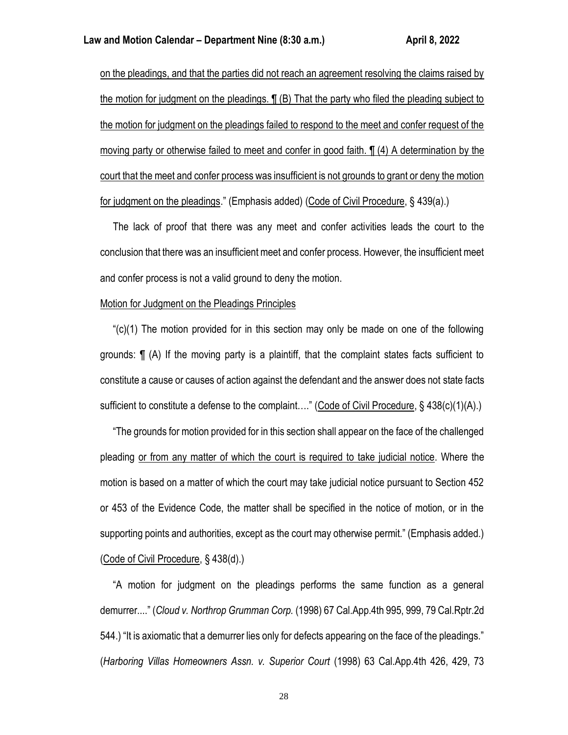on the pleadings, and that the parties did not reach an agreement resolving the claims raised by the motion for judgment on the pleadings. ¶ (B) That the party who filed the pleading subject to the motion for judgment on the pleadings failed to respond to the meet and confer request of the moving party or otherwise failed to meet and confer in good faith. ¶ (4) A determination by the court that the meet and confer process was insufficient is not grounds to grant or deny the motion for judgment on the pleadings." (Emphasis added) (Code of Civil Procedure, § 439(a).)

The lack of proof that there was any meet and confer activities leads the court to the conclusion that there was an insufficient meet and confer process. However, the insufficient meet and confer process is not a valid ground to deny the motion.

Motion for Judgment on the Pleadings Principles

"(c)(1) The motion provided for in this section may only be made on one of the following grounds: ¶ (A) If the moving party is a plaintiff, that the complaint states facts sufficient to constitute a cause or causes of action against the defendant and the answer does not state facts sufficient to constitute a defense to the complaint…." (Code of Civil Procedure, § 438(c)(1)(A).)

"The grounds for motion provided for in this section shall appear on the face of the challenged pleading or from any matter of which the court is required to take judicial notice. Where the motion is based on a matter of which the court may take judicial notice pursuant to Section 452 or 453 of the Evidence Code, the matter shall be specified in the notice of motion, or in the supporting points and authorities, except as the court may otherwise permit." (Emphasis added.) (Code of Civil Procedure, § 438(d).)

"A motion for judgment on the pleadings performs the same function as a general demurrer...." (*Cloud v. Northrop Grumman Corp.* (1998) 67 Cal.App.4th 995, 999, 79 Cal.Rptr.2d 544.) "It is axiomatic that a demurrer lies only for defects appearing on the face of the pleadings." (*Harboring Villas Homeowners Assn. v. Superior Court* (1998) 63 Cal.App.4th 426, 429, 73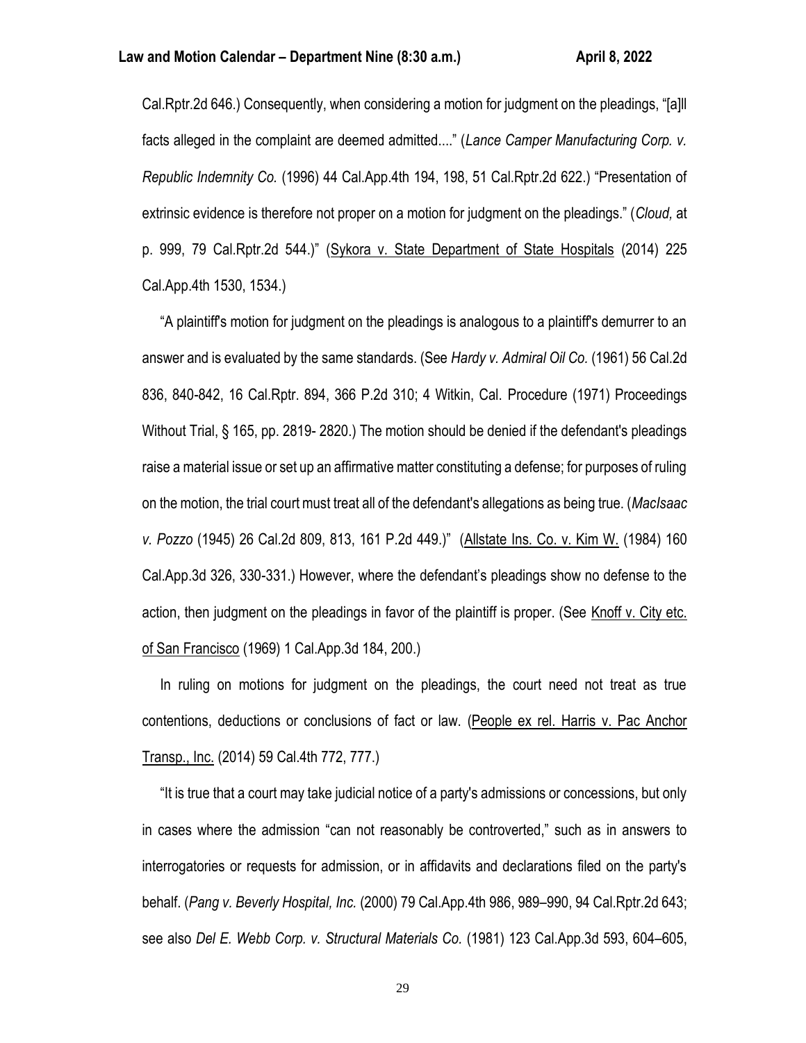Cal.Rptr.2d 646.) Consequently, when considering a motion for judgment on the pleadings, "[a]ll facts alleged in the complaint are deemed admitted...." (*Lance Camper Manufacturing Corp. v. Republic Indemnity Co.* (1996) 44 Cal.App.4th 194, 198, 51 Cal.Rptr.2d 622.) "Presentation of extrinsic evidence is therefore not proper on a motion for judgment on the pleadings." (*Cloud,* at p. 999, 79 Cal.Rptr.2d 544.)" (Sykora v. State Department of State Hospitals (2014) 225 Cal.App.4th 1530, 1534.)

"A plaintiff's motion for judgment on the pleadings is analogous to a plaintiff's demurrer to an answer and is evaluated by the same standards. (See *Hardy v. Admiral Oil Co.* (1961) 56 Cal.2d 836, 840-842, 16 Cal.Rptr. 894, 366 P.2d 310; 4 Witkin, Cal. Procedure (1971) Proceedings Without Trial, § 165, pp. 2819- 2820.) The motion should be denied if the defendant's pleadings raise a material issue or set up an affirmative matter constituting a defense; for purposes of ruling on the motion, the trial court must treat all of the defendant's allegations as being true. (*MacIsaac v. Pozzo* (1945) 26 Cal.2d 809, 813, 161 P.2d 449.)" (Allstate Ins. Co. v. Kim W. (1984) 160 Cal.App.3d 326, 330-331.) However, where the defendant's pleadings show no defense to the action, then judgment on the pleadings in favor of the plaintiff is proper. (See Knoff v. City etc. of San Francisco (1969) 1 Cal.App.3d 184, 200.)

In ruling on motions for judgment on the pleadings, the court need not treat as true contentions, deductions or conclusions of fact or law. (People ex rel. Harris v. Pac Anchor Transp., Inc. (2014) 59 Cal.4th 772, 777.)

"It is true that a court may take judicial notice of a party's admissions or concessions, but only in cases where the admission "can not reasonably be controverted," such as in answers to interrogatories or requests for admission, or in affidavits and declarations filed on the party's behalf. (*Pang v. Beverly Hospital, Inc.* (2000) 79 Cal.App.4th 986, 989–990, 94 Cal.Rptr.2d 643; see also *Del E. Webb Corp. v. Structural Materials Co.* (1981) 123 Cal.App.3d 593, 604–605,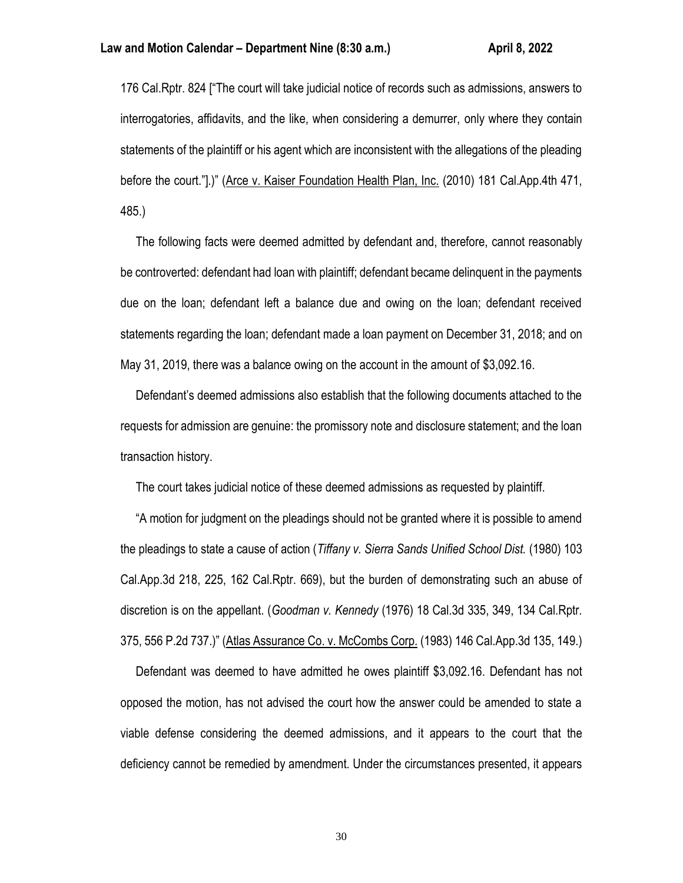176 Cal.Rptr. 824 ["The court will take judicial notice of records such as admissions, answers to interrogatories, affidavits, and the like, when considering a demurrer, only where they contain statements of the plaintiff or his agent which are inconsistent with the allegations of the pleading before the court."].)" (Arce v. Kaiser Foundation Health Plan, Inc. (2010) 181 Cal.App.4th 471, 485.)

The following facts were deemed admitted by defendant and, therefore, cannot reasonably be controverted: defendant had loan with plaintiff; defendant became delinquent in the payments due on the loan; defendant left a balance due and owing on the loan; defendant received statements regarding the loan; defendant made a loan payment on December 31, 2018; and on May 31, 2019, there was a balance owing on the account in the amount of $3,092.16.

Defendant's deemed admissions also establish that the following documents attached to the requests for admission are genuine: the promissory note and disclosure statement; and the loan transaction history.

The court takes judicial notice of these deemed admissions as requested by plaintiff.

"A motion for judgment on the pleadings should not be granted where it is possible to amend the pleadings to state a cause of action (*Tiffany v. Sierra Sands Unified School Dist.* (1980) 103 Cal.App.3d 218, 225, 162 Cal.Rptr. 669), but the burden of demonstrating such an abuse of discretion is on the appellant. (*Goodman v. Kennedy* (1976) 18 Cal.3d 335, 349, 134 Cal.Rptr. 375, 556 P.2d 737.)" (Atlas Assurance Co. v. McCombs Corp. (1983) 146 Cal.App.3d 135, 149.)

Defendant was deemed to have admitted he owes plaintiff $3,092.16. Defendant has not opposed the motion, has not advised the court how the answer could be amended to state a viable defense considering the deemed admissions, and it appears to the court that the deficiency cannot be remedied by amendment. Under the circumstances presented, it appears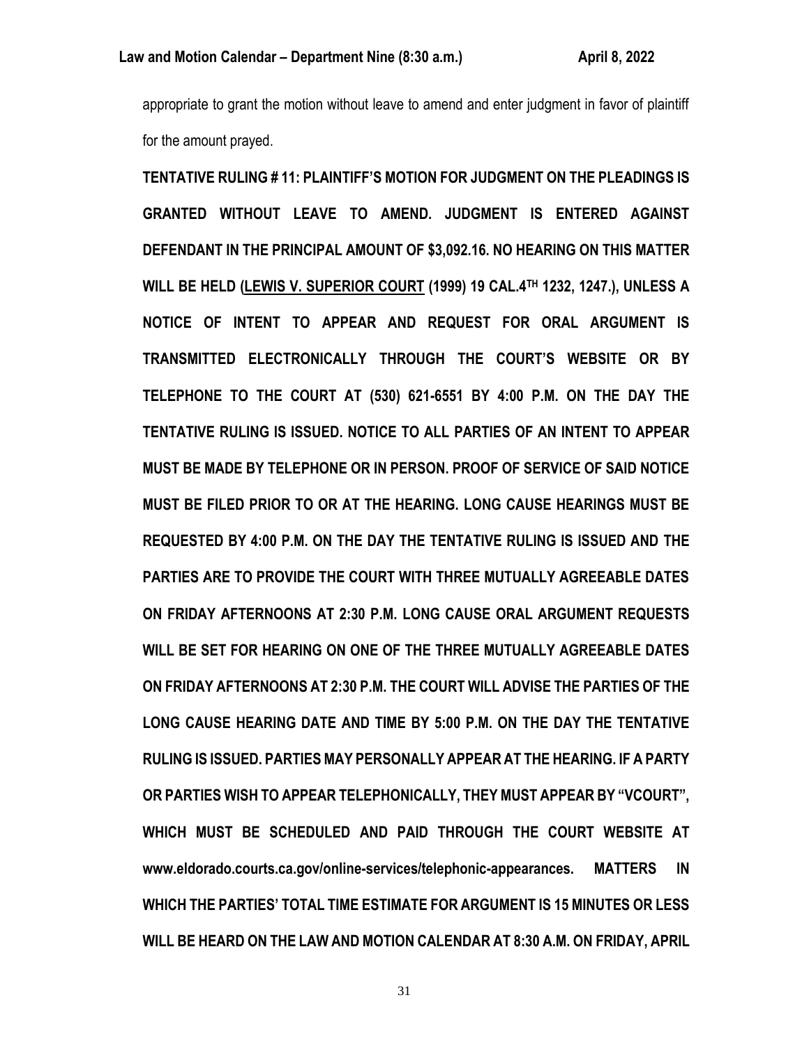appropriate to grant the motion without leave to amend and enter judgment in favor of plaintiff for the amount prayed.

**TENTATIVE RULING # 11: PLAINTIFF'S MOTION FOR JUDGMENT ON THE PLEADINGS IS GRANTED WITHOUT LEAVE TO AMEND. JUDGMENT IS ENTERED AGAINST DEFENDANT IN THE PRINCIPAL AMOUNT OF $3,092.16. NO HEARING ON THIS MATTER WILL BE HELD (LEWIS V. SUPERIOR COURT (1999) 19 CAL.4TH 1232, 1247.), UNLESS A NOTICE OF INTENT TO APPEAR AND REQUEST FOR ORAL ARGUMENT IS TRANSMITTED ELECTRONICALLY THROUGH THE COURT'S WEBSITE OR BY TELEPHONE TO THE COURT AT (530) 621-6551 BY 4:00 P.M. ON THE DAY THE TENTATIVE RULING IS ISSUED. NOTICE TO ALL PARTIES OF AN INTENT TO APPEAR MUST BE MADE BY TELEPHONE OR IN PERSON. PROOF OF SERVICE OF SAID NOTICE MUST BE FILED PRIOR TO OR AT THE HEARING. LONG CAUSE HEARINGS MUST BE REQUESTED BY 4:00 P.M. ON THE DAY THE TENTATIVE RULING IS ISSUED AND THE PARTIES ARE TO PROVIDE THE COURT WITH THREE MUTUALLY AGREEABLE DATES ON FRIDAY AFTERNOONS AT 2:30 P.M. LONG CAUSE ORAL ARGUMENT REQUESTS WILL BE SET FOR HEARING ON ONE OF THE THREE MUTUALLY AGREEABLE DATES ON FRIDAY AFTERNOONS AT 2:30 P.M. THE COURT WILL ADVISE THE PARTIES OF THE LONG CAUSE HEARING DATE AND TIME BY 5:00 P.M. ON THE DAY THE TENTATIVE RULING IS ISSUED. PARTIES MAY PERSONALLY APPEAR AT THE HEARING. IF A PARTY OR PARTIES WISH TO APPEAR TELEPHONICALLY, THEY MUST APPEAR BY "VCOURT", WHICH MUST BE SCHEDULED AND PAID THROUGH THE COURT WEBSITE AT www.eldorado.courts.ca.gov/online-services/telephonic-appearances. MATTERS IN WHICH THE PARTIES' TOTAL TIME ESTIMATE FOR ARGUMENT IS 15 MINUTES OR LESS WILL BE HEARD ON THE LAW AND MOTION CALENDAR AT 8:30 A.M. ON FRIDAY, APRIL**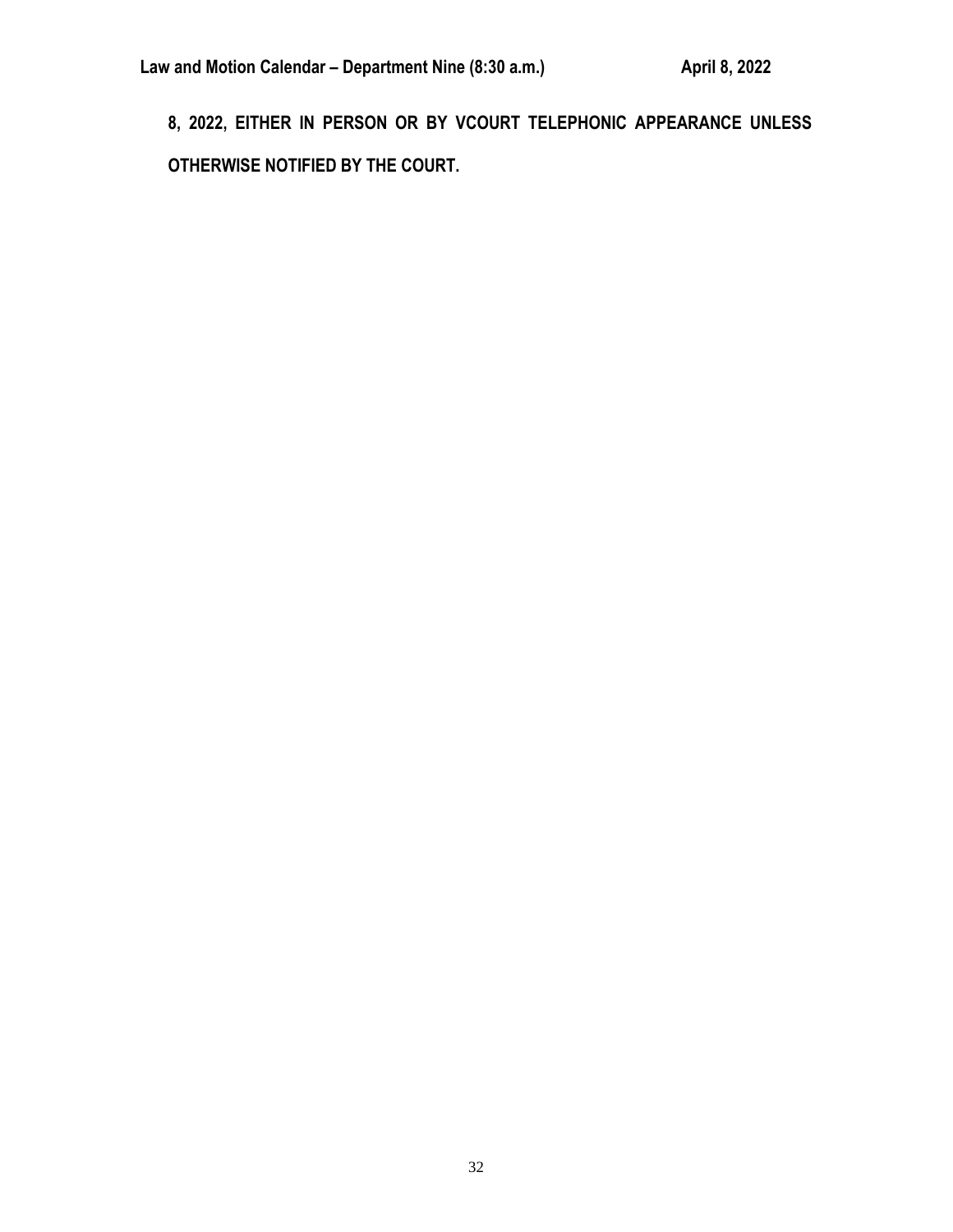**8, 2022, EITHER IN PERSON OR BY VCOURT TELEPHONIC APPEARANCE UNLESS OTHERWISE NOTIFIED BY THE COURT.**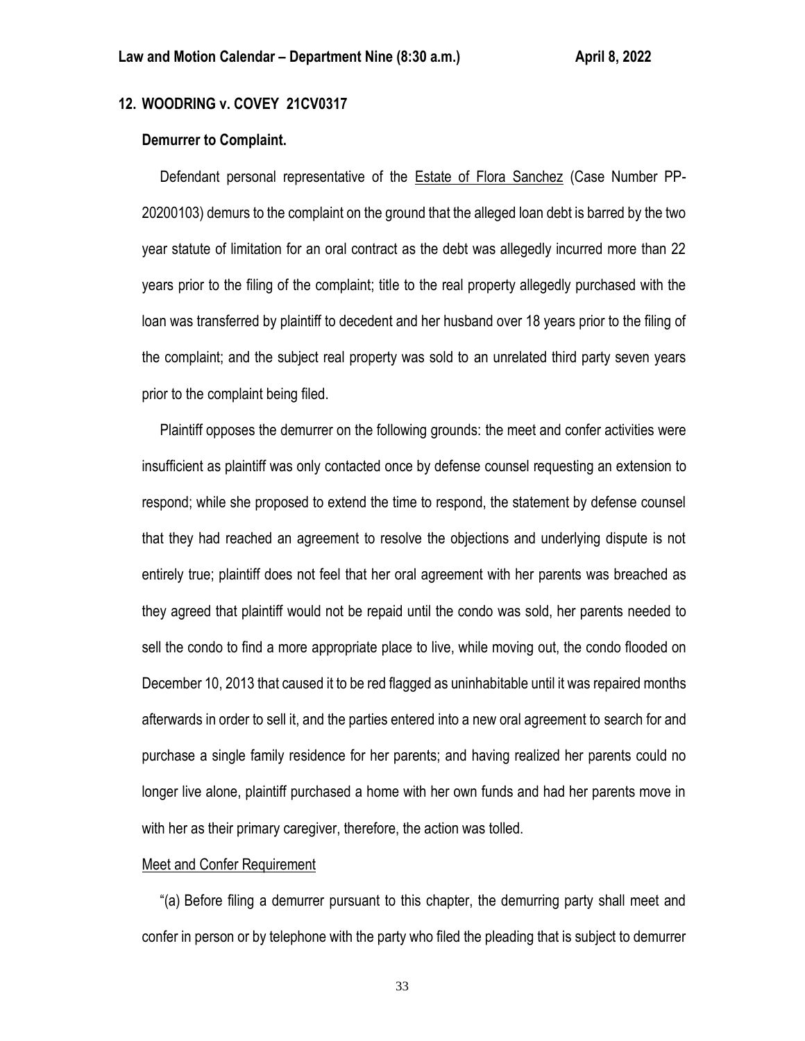## 12. WOODRING v. COVEY 21CV0317

### Demurrer to Complaint.

Defendant personal representative of the Estate of Flora Sanchez (Case Number PP-20200103) demurs to the complaint on the ground that the alleged loan debt is barred by the two year statute of limitation for an oral contract as the debt was allegedly incurred more than 22 years prior to the filing of the complaint; title to the real property allegedly purchased with the loan was transferred by plaintiff to decedent and her husband over 18 years prior to the filing of the complaint; and the subject real property was sold to an unrelated third party seven years prior to the complaint being filed.

Plaintiff opposes the demurrer on the following grounds: the meet and confer activities were insufficient as plaintiff was only contacted once by defense counsel requesting an extension to respond; while she proposed to extend the time to respond, the statement by defense counsel that they had reached an agreement to resolve the objections and underlying dispute is not entirely true; plaintiff does not feel that her oral agreement with her parents was breached as they agreed that plaintiff would not be repaid until the condo was sold, her parents needed to sell the condo to find a more appropriate place to live, while moving out, the condo flooded on December 10, 2013 that caused it to be red flagged as uninhabitable until it was repaired months afterwards in order to sell it, and the parties entered into a new oral agreement to search for and purchase a single family residence for her parents; and having realized her parents could no longer live alone, plaintiff purchased a home with her own funds and had her parents move in with her as their primary caregiver, therefore, the action was tolled.

Meet and Confer Requirement

"(a) Before filing a demurrer pursuant to this chapter, the demurring party shall meet and confer in person or by telephone with the party who filed the pleading that is subject to demurrer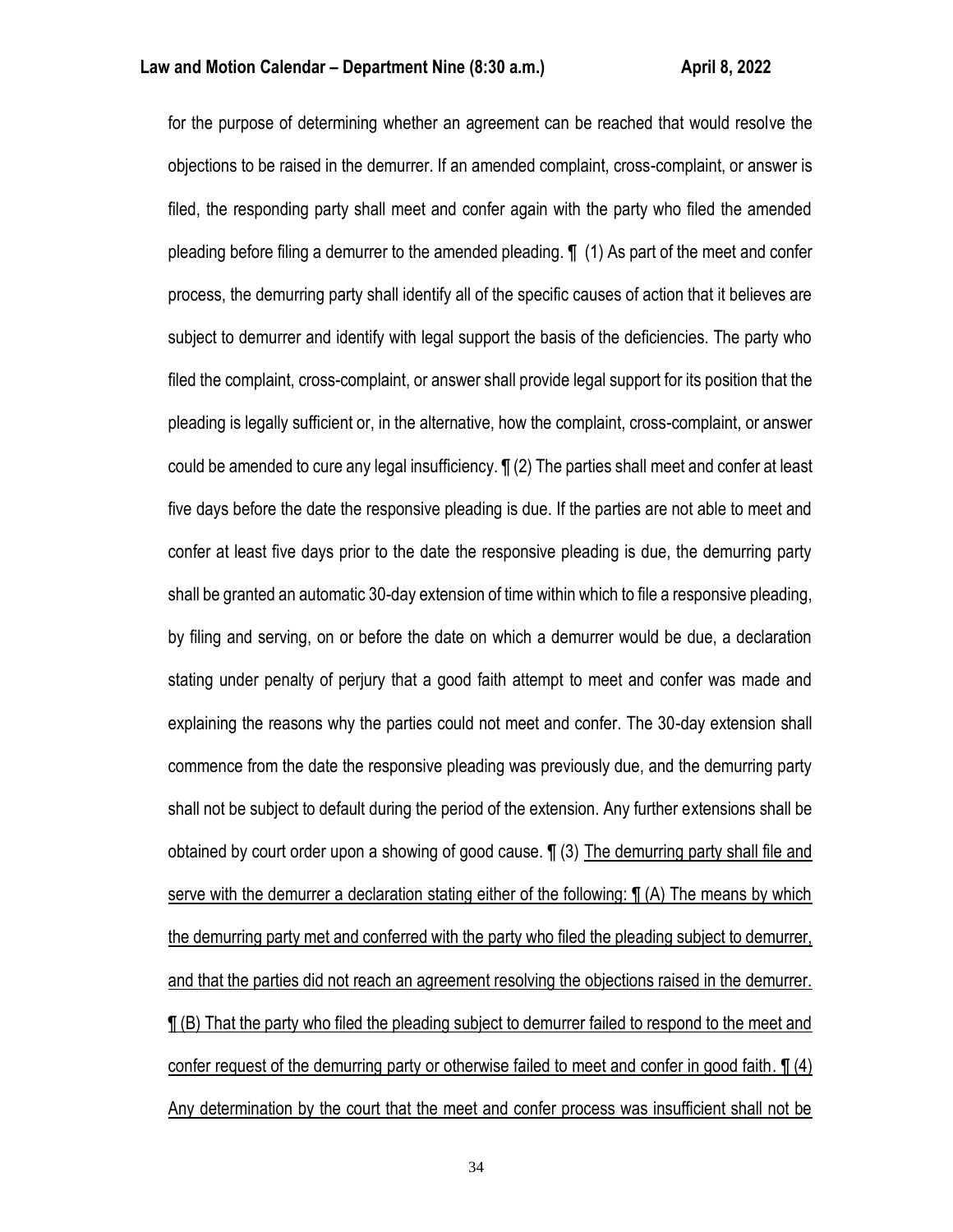for the purpose of determining whether an agreement can be reached that would resolve the objections to be raised in the demurrer. If an amended complaint, cross-complaint, or answer is filed, the responding party shall meet and confer again with the party who filed the amended pleading before filing a demurrer to the amended pleading. ¶ (1) As part of the meet and confer process, the demurring party shall identify all of the specific causes of action that it believes are subject to demurrer and identify with legal support the basis of the deficiencies. The party who filed the complaint, cross-complaint, or answer shall provide legal support for its position that the pleading is legally sufficient or, in the alternative, how the complaint, cross-complaint, or answer could be amended to cure any legal insufficiency. ¶ (2) The parties shall meet and confer at least five days before the date the responsive pleading is due. If the parties are not able to meet and confer at least five days prior to the date the responsive pleading is due, the demurring party shall be granted an automatic 30-day extension of time within which to file a responsive pleading, by filing and serving, on or before the date on which a demurrer would be due, a declaration stating under penalty of perjury that a good faith attempt to meet and confer was made and explaining the reasons why the parties could not meet and confer. The 30-day extension shall commence from the date the responsive pleading was previously due, and the demurring party shall not be subject to default during the period of the extension. Any further extensions shall be obtained by court order upon a showing of good cause. ¶ (3) <u>The demurring party shall file and serve with the demurrer a declaration stating either of the following: ¶ (A) The means by which the demurring party met and conferred with the party who filed the pleading subject to demurrer, and that the parties did not reach an agreement resolving the objections raised in the demurrer. ¶ (B) That the party who filed the pleading subject to demurrer failed to respond to the meet and confer request of the demurring party or otherwise failed to meet and confer in good faith. ¶ (4) Any determination by the court that the meet and confer process was insufficient shall not be</u>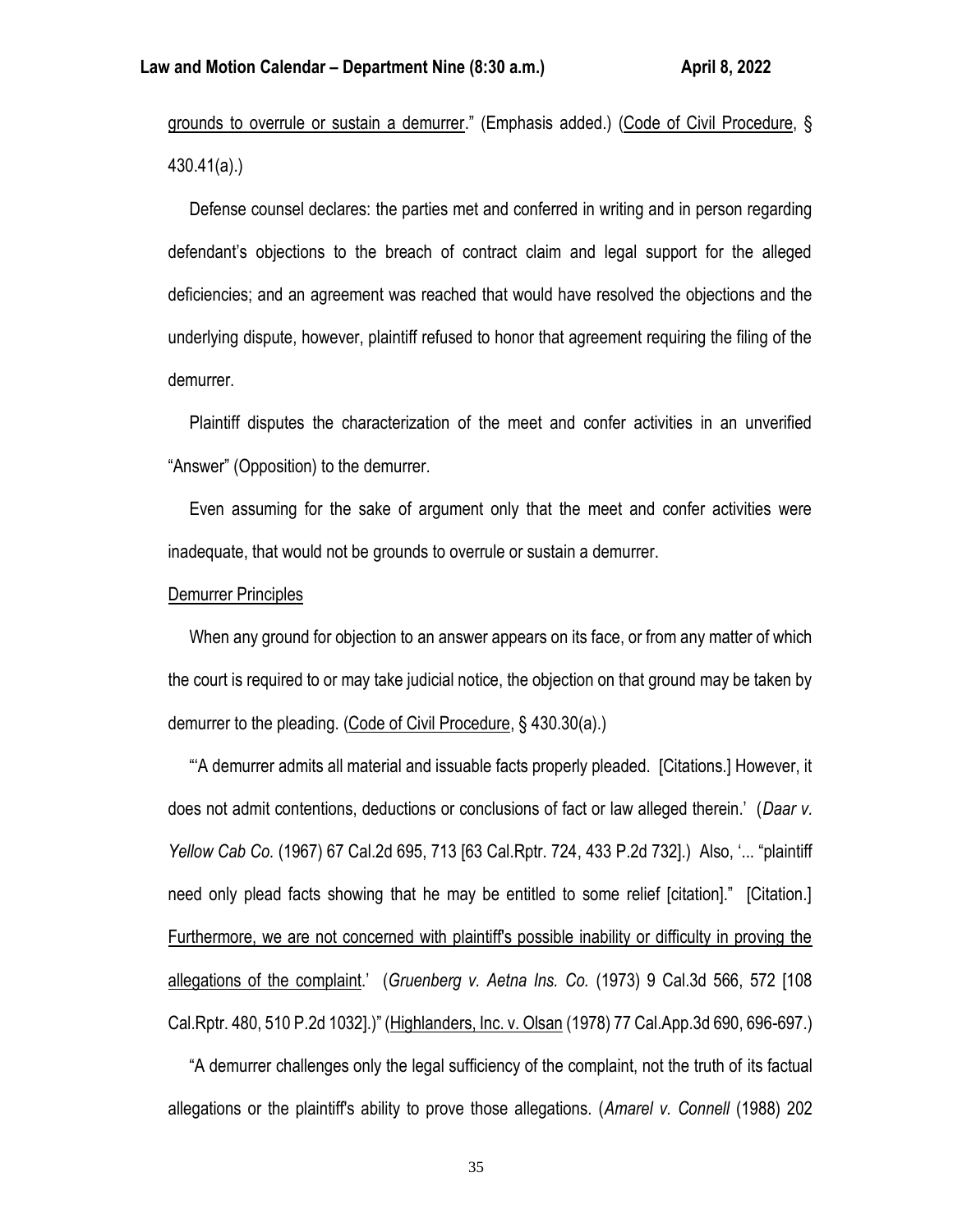grounds to overrule or sustain a demurrer." (Emphasis added.) (Code of Civil Procedure, § 430.41(a).)

Defense counsel declares: the parties met and conferred in writing and in person regarding defendant's objections to the breach of contract claim and legal support for the alleged deficiencies; and an agreement was reached that would have resolved the objections and the underlying dispute, however, plaintiff refused to honor that agreement requiring the filing of the demurrer.

Plaintiff disputes the characterization of the meet and confer activities in an unverified "Answer" (Opposition) to the demurrer.

Even assuming for the sake of argument only that the meet and confer activities were inadequate, that would not be grounds to overrule or sustain a demurrer.

Demurrer Principles

When any ground for objection to an answer appears on its face, or from any matter of which the court is required to or may take judicial notice, the objection on that ground may be taken by demurrer to the pleading. (Code of Civil Procedure, § 430.30(a).)

"'A demurrer admits all material and issuable facts properly pleaded. [Citations.] However, it does not admit contentions, deductions or conclusions of fact or law alleged therein.' (*Daar v. Yellow Cab Co.* (1967) 67 Cal.2d 695, 713 [63 Cal.Rptr. 724, 433 P.2d 732].) Also, '... "plaintiff need only plead facts showing that he may be entitled to some relief [citation]." [Citation.] Furthermore, we are not concerned with plaintiff's possible inability or difficulty in proving the allegations of the complaint.' (*Gruenberg v. Aetna Ins. Co.* (1973) 9 Cal.3d 566, 572 [108 Cal.Rptr. 480, 510 P.2d 1032].)" (Highlanders, Inc. v. Olsan (1978) 77 Cal.App.3d 690, 696-697.)

"A demurrer challenges only the legal sufficiency of the complaint, not the truth of its factual allegations or the plaintiff's ability to prove those allegations. (*Amarel v. Connell* (1988) 202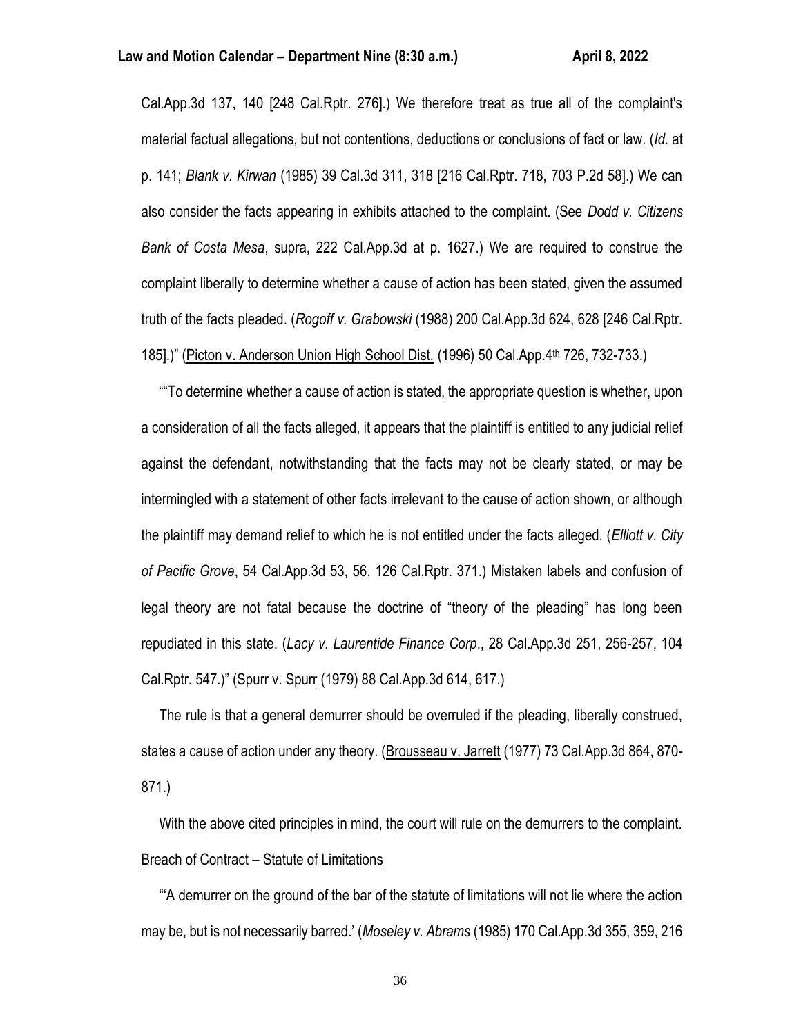Cal.App.3d 137, 140 [248 Cal.Rptr. 276].) We therefore treat as true all of the complaint's material factual allegations, but not contentions, deductions or conclusions of fact or law. (*Id.* at p. 141; *Blank v. Kirwan* (1985) 39 Cal.3d 311, 318 [216 Cal.Rptr. 718, 703 P.2d 58].) We can also consider the facts appearing in exhibits attached to the complaint. (See *Dodd v. Citizens Bank of Costa Mesa*, supra, 222 Cal.App.3d at p. 1627.) We are required to construe the complaint liberally to determine whether a cause of action has been stated, given the assumed truth of the facts pleaded. (*Rogoff v. Grabowski* (1988) 200 Cal.App.3d 624, 628 [246 Cal.Rptr. 185].)" (Picton v. Anderson Union High School Dist. (1996) 50 Cal.App.4th 726, 732-733.)

""To determine whether a cause of action is stated, the appropriate question is whether, upon a consideration of all the facts alleged, it appears that the plaintiff is entitled to any judicial relief against the defendant, notwithstanding that the facts may not be clearly stated, or may be intermingled with a statement of other facts irrelevant to the cause of action shown, or although the plaintiff may demand relief to which he is not entitled under the facts alleged. (*Elliott v. City of Pacific Grove*, 54 Cal.App.3d 53, 56, 126 Cal.Rptr. 371.) Mistaken labels and confusion of legal theory are not fatal because the doctrine of "theory of the pleading" has long been repudiated in this state. (*Lacy v. Laurentide Finance Corp*., 28 Cal.App.3d 251, 256-257, 104 Cal.Rptr. 547.)" (Spurr v. Spurr (1979) 88 Cal.App.3d 614, 617.)

The rule is that a general demurrer should be overruled if the pleading, liberally construed, states a cause of action under any theory. (Brousseau v. Jarrett (1977) 73 Cal.App.3d 864, 870-871.)

With the above cited principles in mind, the court will rule on the demurrers to the complaint.

Breach of Contract – Statute of Limitations

"'A demurrer on the ground of the bar of the statute of limitations will not lie where the action may be, but is not necessarily barred.' (*Moseley v. Abrams* (1985) 170 Cal.App.3d 355, 359, 216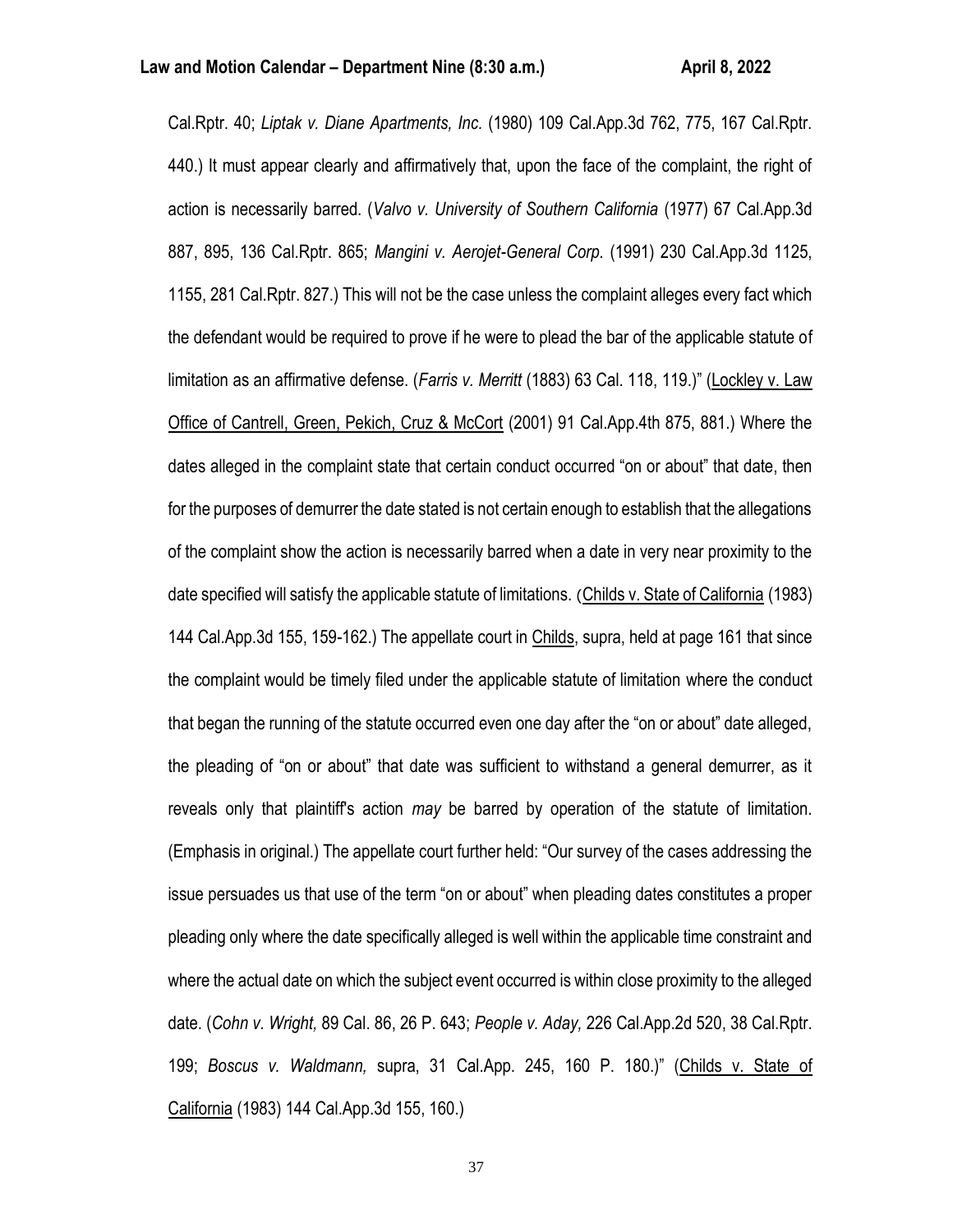Cal.Rptr. 40; *Liptak v. Diane Apartments, Inc.* (1980) 109 Cal.App.3d 762, 775, 167 Cal.Rptr. 440.) It must appear clearly and affirmatively that, upon the face of the complaint, the right of action is necessarily barred. (*Valvo v. University of Southern California* (1977) 67 Cal.App.3d 887, 895, 136 Cal.Rptr. 865; *Mangini v. Aerojet-General Corp.* (1991) 230 Cal.App.3d 1125, 1155, 281 Cal.Rptr. 827.) This will not be the case unless the complaint alleges every fact which the defendant would be required to prove if he were to plead the bar of the applicable statute of limitation as an affirmative defense. (*Farris v. Merritt* (1883) 63 Cal. 118, 119.)" (Lockley v. Law Office of Cantrell, Green, Pekich, Cruz & McCort (2001) 91 Cal.App.4th 875, 881.) Where the dates alleged in the complaint state that certain conduct occurred "on or about" that date, then for the purposes of demurrer the date stated is not certain enough to establish that the allegations of the complaint show the action is necessarily barred when a date in very near proximity to the date specified will satisfy the applicable statute of limitations. (Childs v. State of California (1983) 144 Cal.App.3d 155, 159-162.) The appellate court in Childs, supra, held at page 161 that since the complaint would be timely filed under the applicable statute of limitation where the conduct that began the running of the statute occurred even one day after the "on or about" date alleged, the pleading of "on or about" that date was sufficient to withstand a general demurrer, as it reveals only that plaintiff's action *may* be barred by operation of the statute of limitation. (Emphasis in original.) The appellate court further held: "Our survey of the cases addressing the issue persuades us that use of the term "on or about" when pleading dates constitutes a proper pleading only where the date specifically alleged is well within the applicable time constraint and where the actual date on which the subject event occurred is within close proximity to the alleged date. (*Cohn v. Wright,* 89 Cal. 86, 26 P. 643; *People v. Aday,* 226 Cal.App.2d 520, 38 Cal.Rptr. 199; *Boscus v. Waldmann,* supra, 31 Cal.App. 245, 160 P. 180.)" (Childs v. State of California (1983) 144 Cal.App.3d 155, 160.)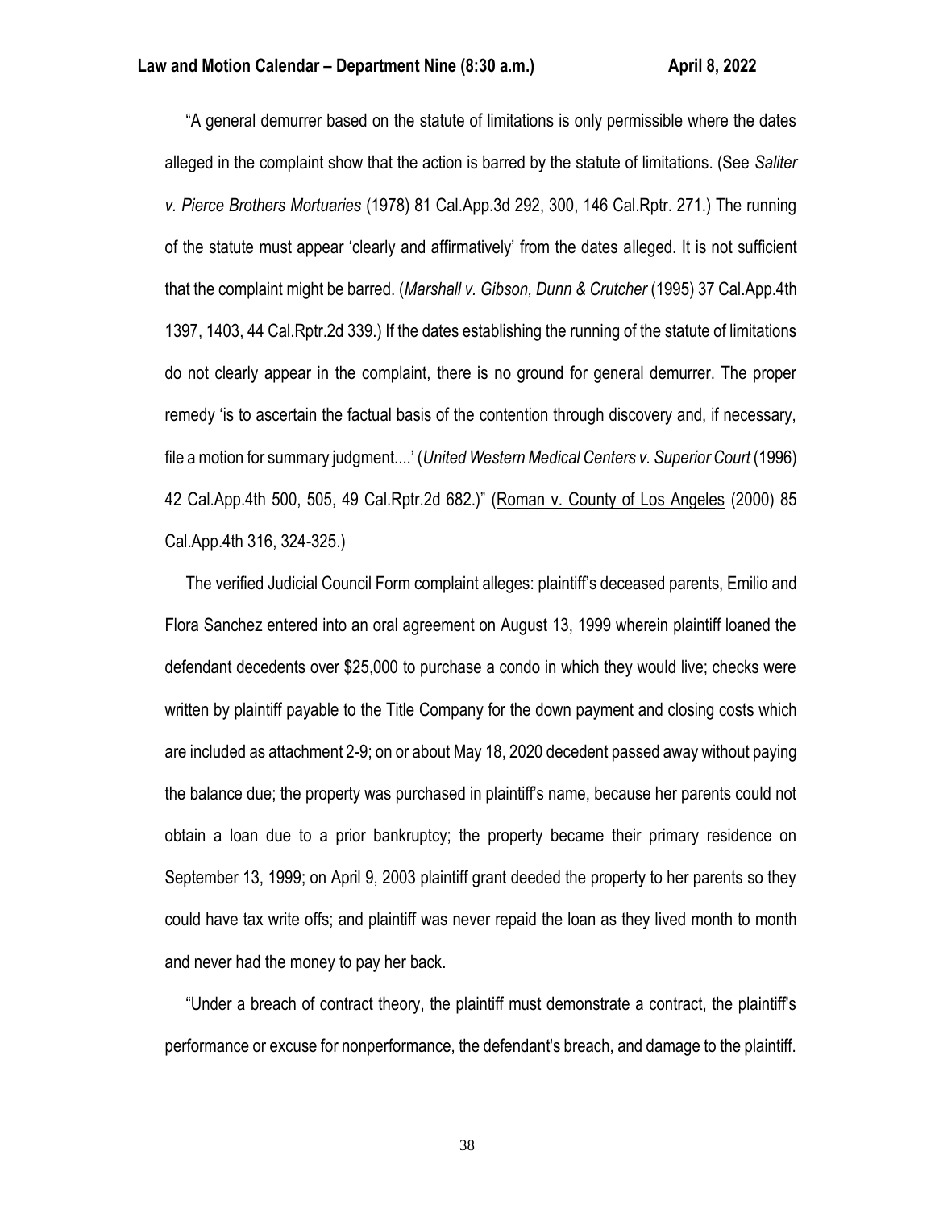"A general demurrer based on the statute of limitations is only permissible where the dates alleged in the complaint show that the action is barred by the statute of limitations. (See *Saliter v. Pierce Brothers Mortuaries* (1978) 81 Cal.App.3d 292, 300, 146 Cal.Rptr. 271.) The running of the statute must appear 'clearly and affirmatively' from the dates alleged. It is not sufficient that the complaint might be barred. (*Marshall v. Gibson, Dunn & Crutcher* (1995) 37 Cal.App.4th 1397, 1403, 44 Cal.Rptr.2d 339.) If the dates establishing the running of the statute of limitations do not clearly appear in the complaint, there is no ground for general demurrer. The proper remedy 'is to ascertain the factual basis of the contention through discovery and, if necessary, file a motion for summary judgment....' (*United Western Medical Centers v. Superior Court* (1996) 42 Cal.App.4th 500, 505, 49 Cal.Rptr.2d 682.)" (Roman v. County of Los Angeles (2000) 85 Cal.App.4th 316, 324-325.)

The verified Judicial Council Form complaint alleges: plaintiff's deceased parents, Emilio and Flora Sanchez entered into an oral agreement on August 13, 1999 wherein plaintiff loaned the defendant decedents over $25,000 to purchase a condo in which they would live; checks were written by plaintiff payable to the Title Company for the down payment and closing costs which are included as attachment 2-9; on or about May 18, 2020 decedent passed away without paying the balance due; the property was purchased in plaintiff's name, because her parents could not obtain a loan due to a prior bankruptcy; the property became their primary residence on September 13, 1999; on April 9, 2003 plaintiff grant deeded the property to her parents so they could have tax write offs; and plaintiff was never repaid the loan as they lived month to month and never had the money to pay her back.

"Under a breach of contract theory, the plaintiff must demonstrate a contract, the plaintiff's performance or excuse for nonperformance, the defendant's breach, and damage to the plaintiff.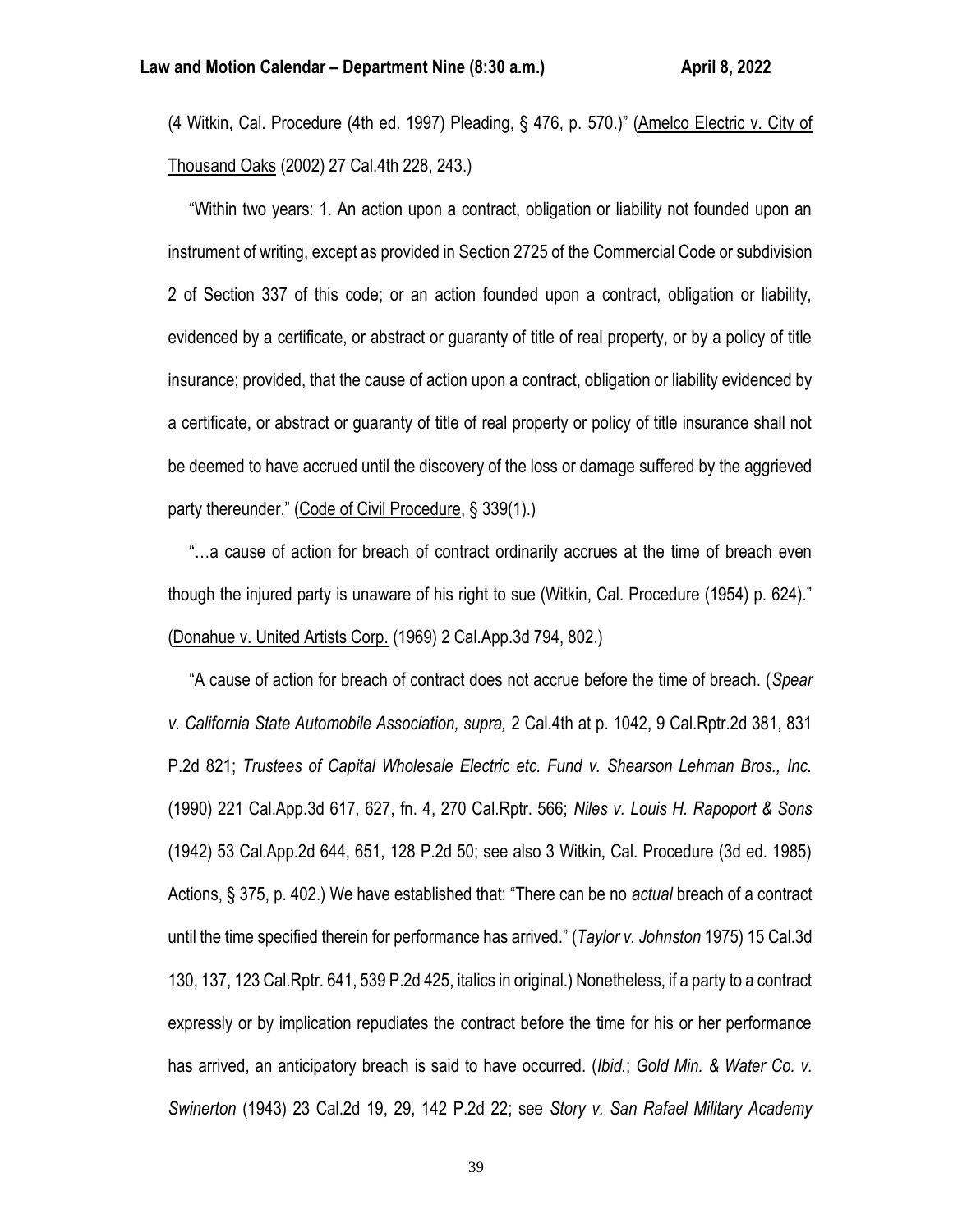(4 Witkin, Cal. Procedure (4th ed. 1997) Pleading, § 476, p. 570.)" (Amelco Electric v. City of Thousand Oaks (2002) 27 Cal.4th 228, 243.)

"Within two years: 1. An action upon a contract, obligation or liability not founded upon an instrument of writing, except as provided in Section 2725 of the Commercial Code or subdivision 2 of Section 337 of this code; or an action founded upon a contract, obligation or liability, evidenced by a certificate, or abstract or guaranty of title of real property, or by a policy of title insurance; provided, that the cause of action upon a contract, obligation or liability evidenced by a certificate, or abstract or guaranty of title of real property or policy of title insurance shall not be deemed to have accrued until the discovery of the loss or damage suffered by the aggrieved party thereunder." (Code of Civil Procedure, § 339(1).)

"…a cause of action for breach of contract ordinarily accrues at the time of breach even though the injured party is unaware of his right to sue (Witkin, Cal. Procedure (1954) p. 624)." (Donahue v. United Artists Corp. (1969) 2 Cal.App.3d 794, 802.)

"A cause of action for breach of contract does not accrue before the time of breach. (*Spear v. California State Automobile Association, supra,* 2 Cal.4th at p. 1042, 9 Cal.Rptr.2d 381, 831 P.2d 821; *Trustees of Capital Wholesale Electric etc. Fund v. Shearson Lehman Bros., Inc.* (1990) 221 Cal.App.3d 617, 627, fn. 4, 270 Cal.Rptr. 566; *Niles v. Louis H. Rapoport & Sons* (1942) 53 Cal.App.2d 644, 651, 128 P.2d 50; see also 3 Witkin, Cal. Procedure (3d ed. 1985) Actions, § 375, p. 402.) We have established that: "There can be no *actual* breach of a contract until the time specified therein for performance has arrived." (*Taylor v. Johnston* 1975) 15 Cal.3d 130, 137, 123 Cal.Rptr. 641, 539 P.2d 425, italics in original.) Nonetheless, if a party to a contract expressly or by implication repudiates the contract before the time for his or her performance has arrived, an anticipatory breach is said to have occurred. (*Ibid.*; *Gold Min. & Water Co. v. Swinerton* (1943) 23 Cal.2d 19, 29, 142 P.2d 22; see *Story v. San Rafael Military Academy*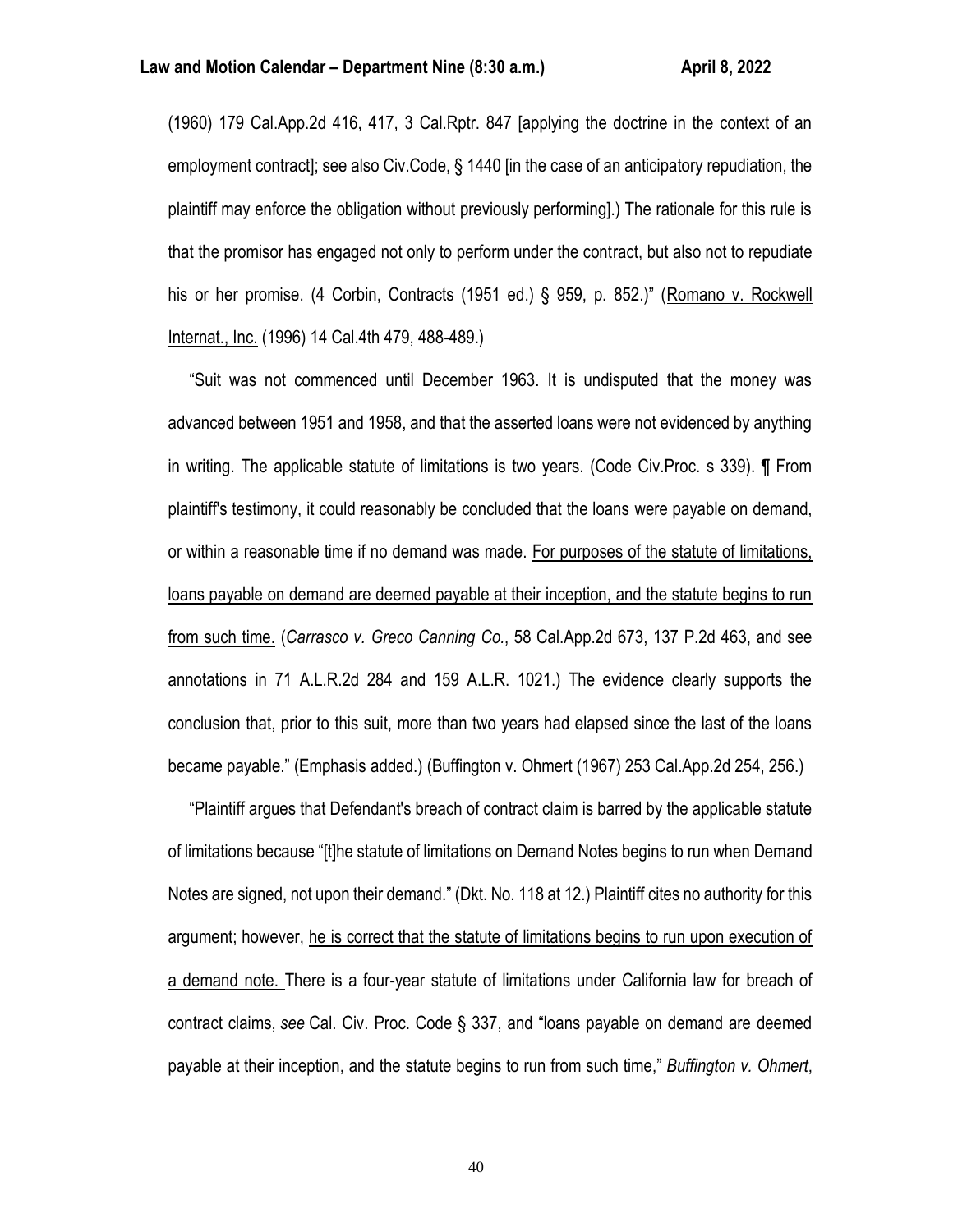(1960) 179 Cal.App.2d 416, 417, 3 Cal.Rptr. 847 [applying the doctrine in the context of an employment contract]; see also Civ.Code, § 1440 [in the case of an anticipatory repudiation, the plaintiff may enforce the obligation without previously performing].) The rationale for this rule is that the promisor has engaged not only to perform under the contract, but also not to repudiate his or her promise. (4 Corbin, Contracts (1951 ed.) § 959, p. 852.)" (<u>Romano v. Rockwell Internat., Inc.</u> (1996) 14 Cal.4th 479, 488-489.)

"Suit was not commenced until December 1963. It is undisputed that the money was advanced between 1951 and 1958, and that the asserted loans were not evidenced by anything in writing. The applicable statute of limitations is two years. (Code Civ.Proc. s 339). ¶ From plaintiff's testimony, it could reasonably be concluded that the loans were payable on demand, or within a reasonable time if no demand was made. <u>For purposes of the statute of limitations, loans payable on demand are deemed payable at their inception, and the statute begins to run from such time.</u> (*Carrasco v. Greco Canning Co.*, 58 Cal.App.2d 673, 137 P.2d 463, and see annotations in 71 A.L.R.2d 284 and 159 A.L.R. 1021.) The evidence clearly supports the conclusion that, prior to this suit, more than two years had elapsed since the last of the loans became payable." (Emphasis added.) (<u>Buffington v. Ohmert</u> (1967) 253 Cal.App.2d 254, 256.)

"Plaintiff argues that Defendant's breach of contract claim is barred by the applicable statute of limitations because "[t]he statute of limitations on Demand Notes begins to run when Demand Notes are signed, not upon their demand." (Dkt. No. 118 at 12.) Plaintiff cites no authority for this argument; however, <u>he is correct that the statute of limitations begins to run upon execution of a demand note.</u> There is a four-year statute of limitations under California law for breach of contract claims, *see* Cal. Civ. Proc. Code § 337, and "loans payable on demand are deemed payable at their inception, and the statute begins to run from such time," *Buffington v. Ohmert*,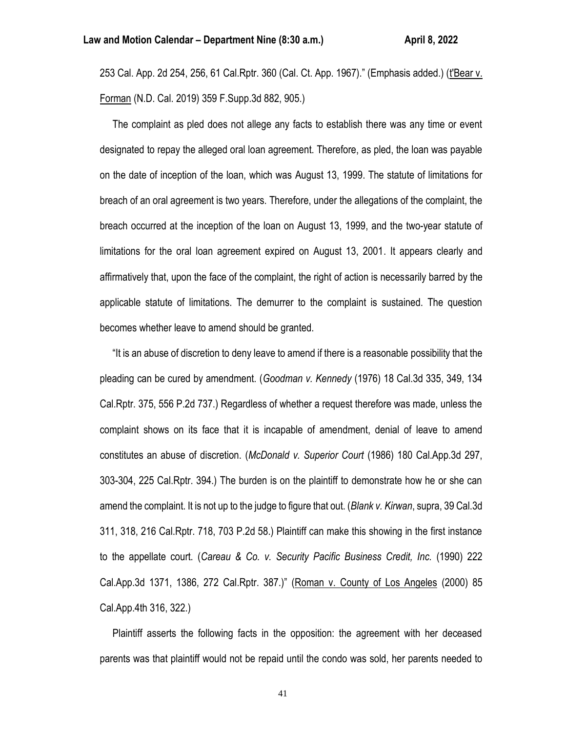253 Cal. App. 2d 254, 256, 61 Cal.Rptr. 360 (Cal. Ct. App. 1967)." (Emphasis added.) (t'Bear v. Forman (N.D. Cal. 2019) 359 F.Supp.3d 882, 905.)

The complaint as pled does not allege any facts to establish there was any time or event designated to repay the alleged oral loan agreement. Therefore, as pled, the loan was payable on the date of inception of the loan, which was August 13, 1999. The statute of limitations for breach of an oral agreement is two years. Therefore, under the allegations of the complaint, the breach occurred at the inception of the loan on August 13, 1999, and the two-year statute of limitations for the oral loan agreement expired on August 13, 2001. It appears clearly and affirmatively that, upon the face of the complaint, the right of action is necessarily barred by the applicable statute of limitations. The demurrer to the complaint is sustained. The question becomes whether leave to amend should be granted.

"It is an abuse of discretion to deny leave to amend if there is a reasonable possibility that the pleading can be cured by amendment. (*Goodman v. Kennedy* (1976) 18 Cal.3d 335, 349, 134 Cal.Rptr. 375, 556 P.2d 737.) Regardless of whether a request therefore was made, unless the complaint shows on its face that it is incapable of amendment, denial of leave to amend constitutes an abuse of discretion. (*McDonald v. Superior Court* (1986) 180 Cal.App.3d 297, 303-304, 225 Cal.Rptr. 394.) The burden is on the plaintiff to demonstrate how he or she can amend the complaint. It is not up to the judge to figure that out. (*Blank v. Kirwan*, supra, 39 Cal.3d 311, 318, 216 Cal.Rptr. 718, 703 P.2d 58.) Plaintiff can make this showing in the first instance to the appellate court. (*Careau & Co. v. Security Pacific Business Credit, Inc.* (1990) 222 Cal.App.3d 1371, 1386, 272 Cal.Rptr. 387.)" (Roman v. County of Los Angeles (2000) 85 Cal.App.4th 316, 322.)

Plaintiff asserts the following facts in the opposition: the agreement with her deceased parents was that plaintiff would not be repaid until the condo was sold, her parents needed to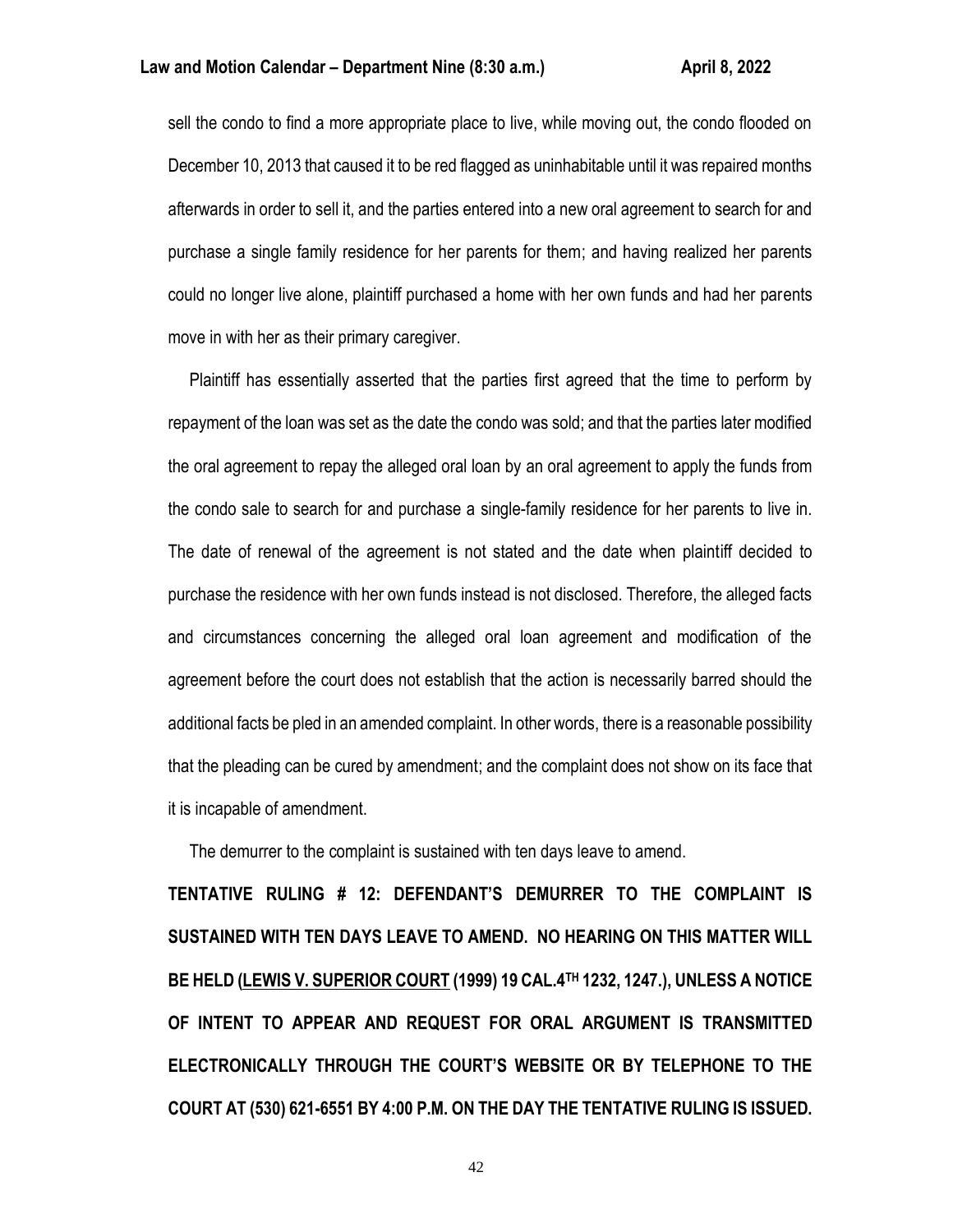sell the condo to find a more appropriate place to live, while moving out, the condo flooded on December 10, 2013 that caused it to be red flagged as uninhabitable until it was repaired months afterwards in order to sell it, and the parties entered into a new oral agreement to search for and purchase a single family residence for her parents for them; and having realized her parents could no longer live alone, plaintiff purchased a home with her own funds and had her parents move in with her as their primary caregiver.

Plaintiff has essentially asserted that the parties first agreed that the time to perform by repayment of the loan was set as the date the condo was sold; and that the parties later modified the oral agreement to repay the alleged oral loan by an oral agreement to apply the funds from the condo sale to search for and purchase a single-family residence for her parents to live in. The date of renewal of the agreement is not stated and the date when plaintiff decided to purchase the residence with her own funds instead is not disclosed. Therefore, the alleged facts and circumstances concerning the alleged oral loan agreement and modification of the agreement before the court does not establish that the action is necessarily barred should the additional facts be pled in an amended complaint. In other words, there is a reasonable possibility that the pleading can be cured by amendment; and the complaint does not show on its face that it is incapable of amendment.

The demurrer to the complaint is sustained with ten days leave to amend.

**TENTATIVE RULING # 12: DEFENDANT'S DEMURRER TO THE COMPLAINT IS SUSTAINED WITH TEN DAYS LEAVE TO AMEND. NO HEARING ON THIS MATTER WILL BE HELD (LEWIS V. SUPERIOR COURT (1999) 19 CAL.4TH 1232, 1247.), UNLESS A NOTICE OF INTENT TO APPEAR AND REQUEST FOR ORAL ARGUMENT IS TRANSMITTED ELECTRONICALLY THROUGH THE COURT'S WEBSITE OR BY TELEPHONE TO THE COURT AT (530) 621-6551 BY 4:00 P.M. ON THE DAY THE TENTATIVE RULING IS ISSUED.**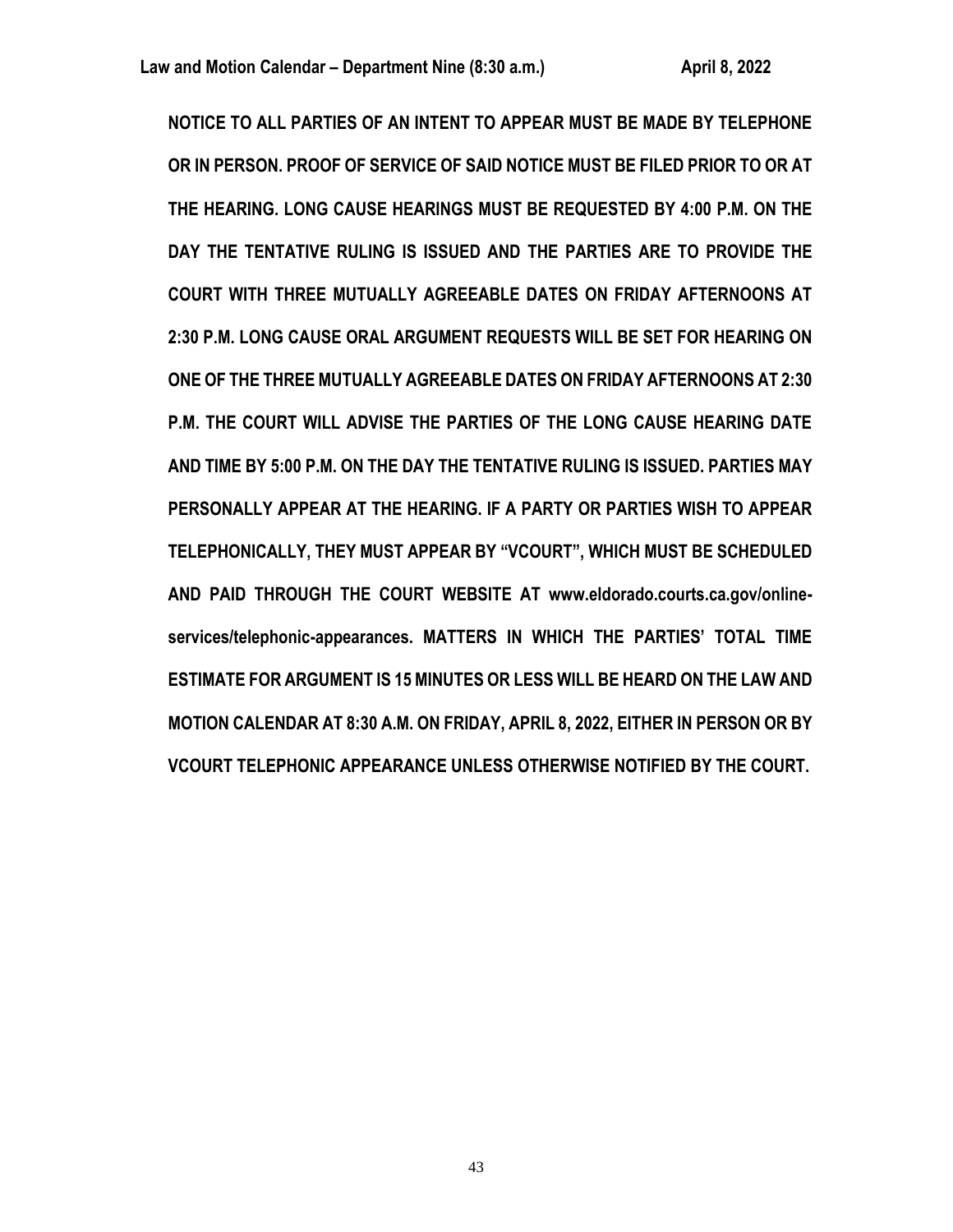**NOTICE TO ALL PARTIES OF AN INTENT TO APPEAR MUST BE MADE BY TELEPHONE OR IN PERSON. PROOF OF SERVICE OF SAID NOTICE MUST BE FILED PRIOR TO OR AT THE HEARING. LONG CAUSE HEARINGS MUST BE REQUESTED BY 4:00 P.M. ON THE DAY THE TENTATIVE RULING IS ISSUED AND THE PARTIES ARE TO PROVIDE THE COURT WITH THREE MUTUALLY AGREEABLE DATES ON FRIDAY AFTERNOONS AT 2:30 P.M. LONG CAUSE ORAL ARGUMENT REQUESTS WILL BE SET FOR HEARING ON ONE OF THE THREE MUTUALLY AGREEABLE DATES ON FRIDAY AFTERNOONS AT 2:30 P.M. THE COURT WILL ADVISE THE PARTIES OF THE LONG CAUSE HEARING DATE AND TIME BY 5:00 P.M. ON THE DAY THE TENTATIVE RULING IS ISSUED. PARTIES MAY PERSONALLY APPEAR AT THE HEARING. IF A PARTY OR PARTIES WISH TO APPEAR TELEPHONICALLY, THEY MUST APPEAR BY "VCOURT", WHICH MUST BE SCHEDULED AND PAID THROUGH THE COURT WEBSITE AT www.eldorado.courts.ca.gov/online-services/telephonic-appearances. MATTERS IN WHICH THE PARTIES' TOTAL TIME ESTIMATE FOR ARGUMENT IS 15 MINUTES OR LESS WILL BE HEARD ON THE LAW AND MOTION CALENDAR AT 8:30 A.M. ON FRIDAY, APRIL 8, 2022, EITHER IN PERSON OR BY VCOURT TELEPHONIC APPEARANCE UNLESS OTHERWISE NOTIFIED BY THE COURT.**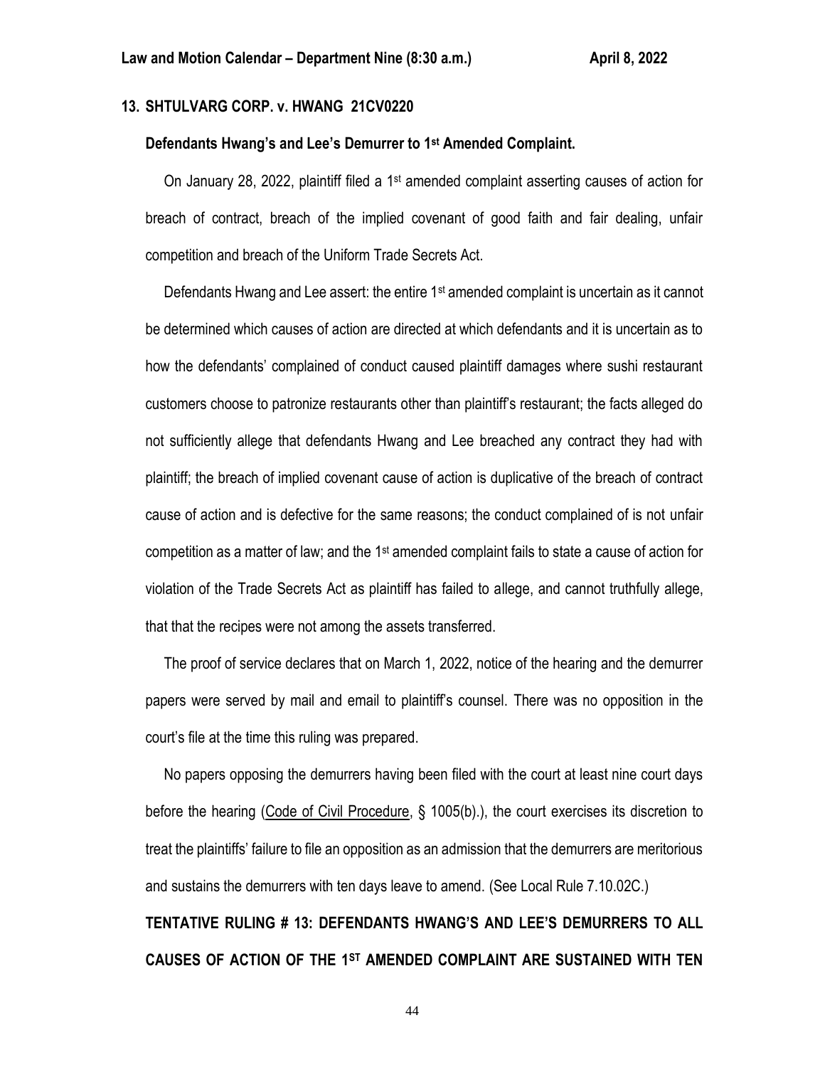## 13. SHTULVARG CORP. v. HWANG 21CV0220

### Defendants Hwang's and Lee's Demurrer to 1st Amended Complaint.

On January 28, 2022, plaintiff filed a 1st amended complaint asserting causes of action for breach of contract, breach of the implied covenant of good faith and fair dealing, unfair competition and breach of the Uniform Trade Secrets Act.

Defendants Hwang and Lee assert: the entire 1st amended complaint is uncertain as it cannot be determined which causes of action are directed at which defendants and it is uncertain as to how the defendants' complained of conduct caused plaintiff damages where sushi restaurant customers choose to patronize restaurants other than plaintiff's restaurant; the facts alleged do not sufficiently allege that defendants Hwang and Lee breached any contract they had with plaintiff; the breach of implied covenant cause of action is duplicative of the breach of contract cause of action and is defective for the same reasons; the conduct complained of is not unfair competition as a matter of law; and the 1st amended complaint fails to state a cause of action for violation of the Trade Secrets Act as plaintiff has failed to allege, and cannot truthfully allege, that that the recipes were not among the assets transferred.

The proof of service declares that on March 1, 2022, notice of the hearing and the demurrer papers were served by mail and email to plaintiff's counsel. There was no opposition in the court's file at the time this ruling was prepared.

No papers opposing the demurrers having been filed with the court at least nine court days before the hearing (Code of Civil Procedure, § 1005(b).), the court exercises its discretion to treat the plaintiffs' failure to file an opposition as an admission that the demurrers are meritorious and sustains the demurrers with ten days leave to amend. (See Local Rule 7.10.02C.)

**TENTATIVE RULING # 13: DEFENDANTS HWANG'S AND LEE'S DEMURRERS TO ALL CAUSES OF ACTION OF THE 1ST AMENDED COMPLAINT ARE SUSTAINED WITH TEN**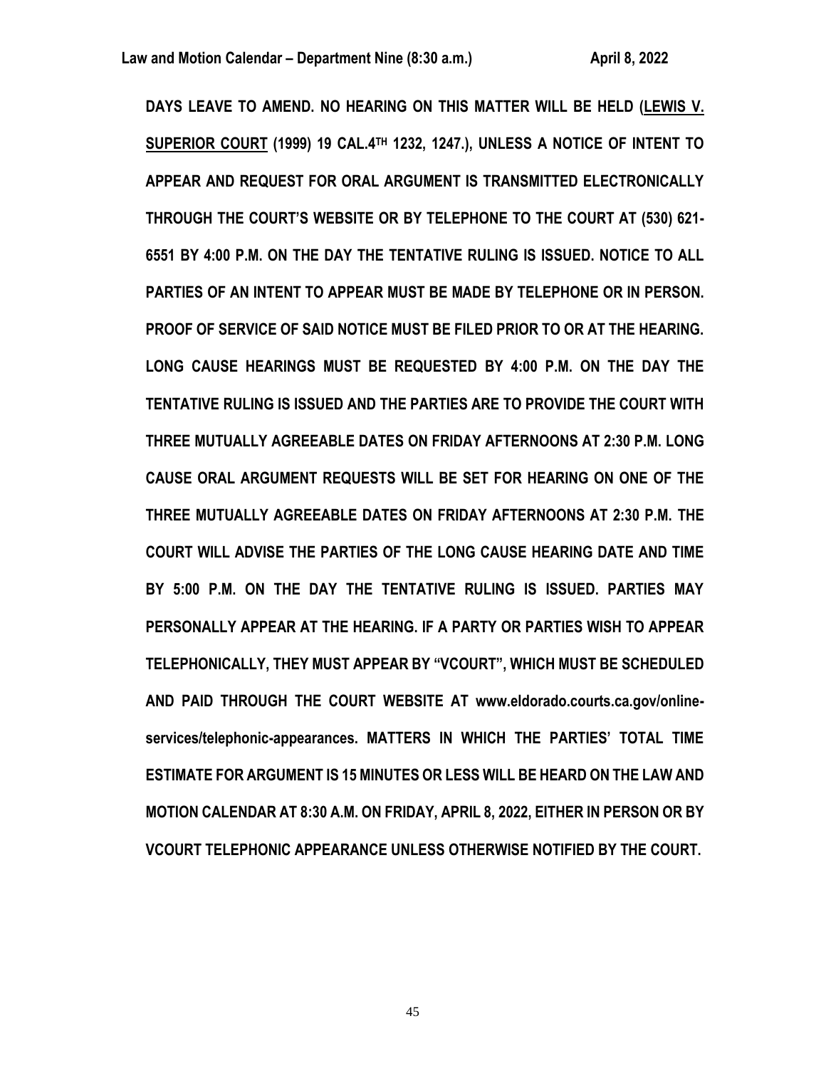**DAYS LEAVE TO AMEND. NO HEARING ON THIS MATTER WILL BE HELD (<u>LEWIS V. SUPERIOR COURT</u> (1999) 19 CAL.4TH 1232, 1247.), UNLESS A NOTICE OF INTENT TO APPEAR AND REQUEST FOR ORAL ARGUMENT IS TRANSMITTED ELECTRONICALLY THROUGH THE COURT'S WEBSITE OR BY TELEPHONE TO THE COURT AT (530) 621-6551 BY 4:00 P.M. ON THE DAY THE TENTATIVE RULING IS ISSUED. NOTICE TO ALL PARTIES OF AN INTENT TO APPEAR MUST BE MADE BY TELEPHONE OR IN PERSON. PROOF OF SERVICE OF SAID NOTICE MUST BE FILED PRIOR TO OR AT THE HEARING. LONG CAUSE HEARINGS MUST BE REQUESTED BY 4:00 P.M. ON THE DAY THE TENTATIVE RULING IS ISSUED AND THE PARTIES ARE TO PROVIDE THE COURT WITH THREE MUTUALLY AGREEABLE DATES ON FRIDAY AFTERNOONS AT 2:30 P.M. LONG CAUSE ORAL ARGUMENT REQUESTS WILL BE SET FOR HEARING ON ONE OF THE THREE MUTUALLY AGREEABLE DATES ON FRIDAY AFTERNOONS AT 2:30 P.M. THE COURT WILL ADVISE THE PARTIES OF THE LONG CAUSE HEARING DATE AND TIME BY 5:00 P.M. ON THE DAY THE TENTATIVE RULING IS ISSUED. PARTIES MAY PERSONALLY APPEAR AT THE HEARING. IF A PARTY OR PARTIES WISH TO APPEAR TELEPHONICALLY, THEY MUST APPEAR BY "VCOURT", WHICH MUST BE SCHEDULED AND PAID THROUGH THE COURT WEBSITE AT www.eldorado.courts.ca.gov/online-services/telephonic-appearances. MATTERS IN WHICH THE PARTIES' TOTAL TIME ESTIMATE FOR ARGUMENT IS 15 MINUTES OR LESS WILL BE HEARD ON THE LAW AND MOTION CALENDAR AT 8:30 A.M. ON FRIDAY, APRIL 8, 2022, EITHER IN PERSON OR BY VCOURT TELEPHONIC APPEARANCE UNLESS OTHERWISE NOTIFIED BY THE COURT.**